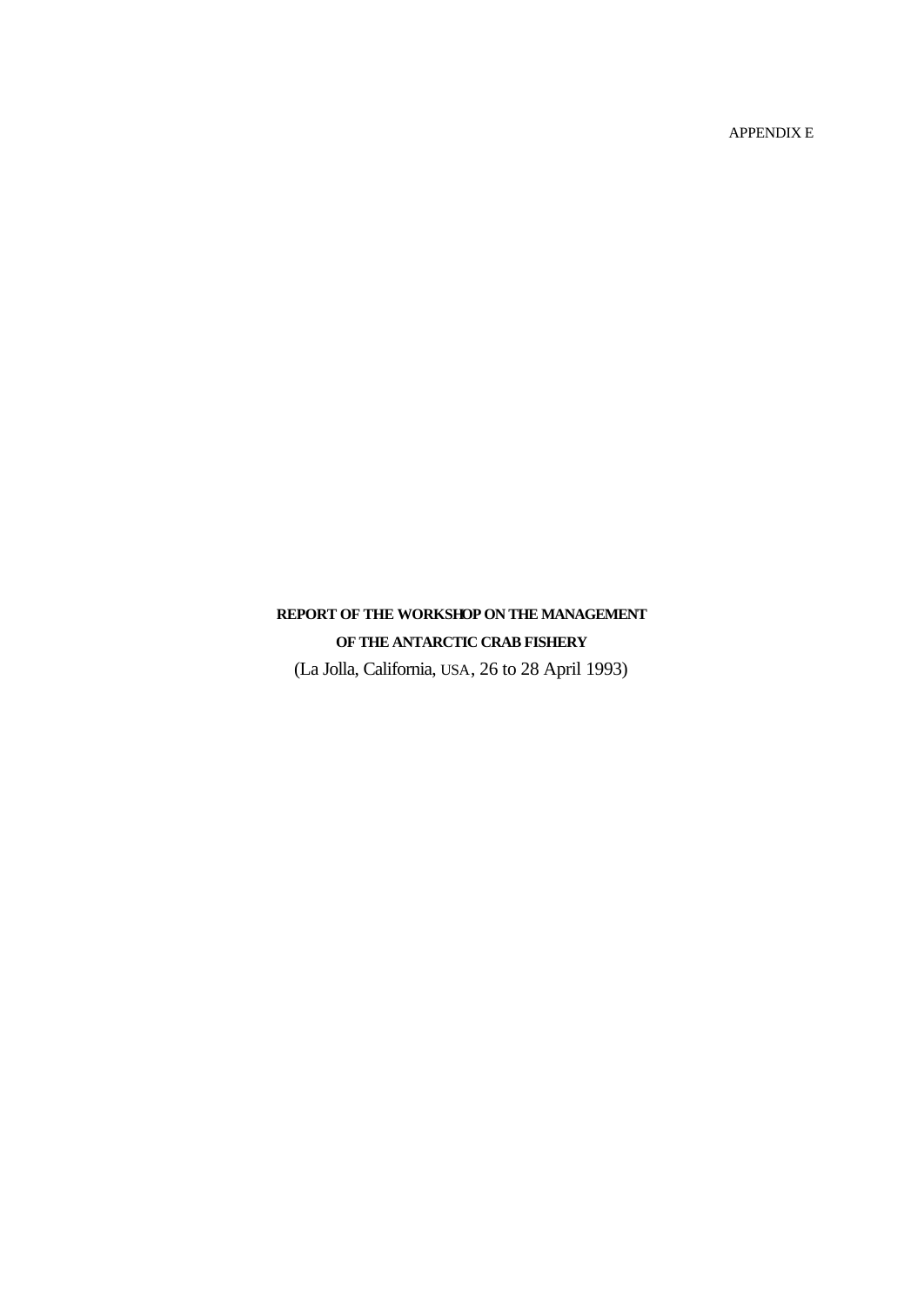APPENDIX E

# REPORT OF THE WORKSHOP ON THE MANAGEMENT OF THE ANTARCTIC CRAB FISHERY

(La Jolla, California, USA, 26 to 28 April 1993)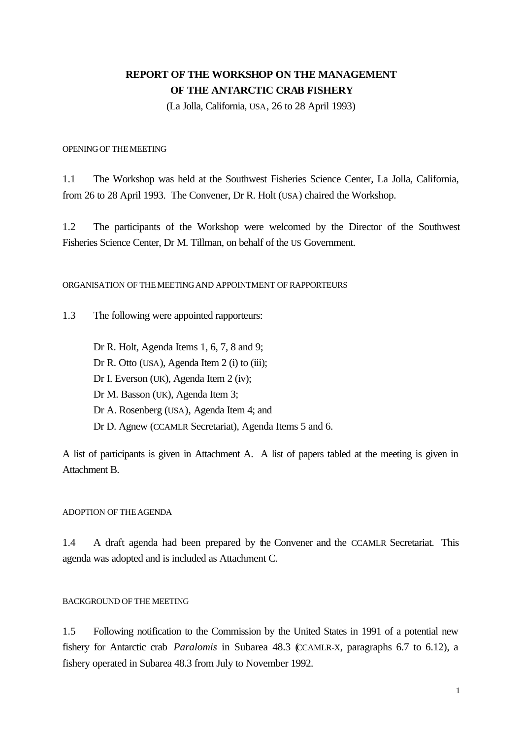# REPORT OF THE WORKSHOP ON THE MANAGEMENT OF THE ANTARCTIC CRAB FISHERY

(La Jolla, California, USA, 26 to 28 April 1993)

## OPENING OF THE MEETING

1.1 The Workshop was held at the Southwest Fisheries Science Center, La Jolla, California, from 26 to 28 April 1993. The Convener, Dr R. Holt (USA) chaired the Workshop.

1.2 The participants of the Workshop were welcomed by the Director of the Southwest Fisheries Science Center, Dr M. Tillman, on behalf of the US Government.

## ORGANISATION OF THE MEETING AND APPOINTMENT OF RAPPORTEURS

1.3 The following were appointed rapporteurs:

Dr R. Holt, Agenda Items 1, 6, 7, 8 and 9;
Dr R. Otto (USA), Agenda Item 2 (i) to (iii);
Dr I. Everson (UK), Agenda Item 2 (iv);
Dr M. Basson (UK), Agenda Item 3;
Dr A. Rosenberg (USA), Agenda Item 4; and
Dr D. Agnew (CCAMLR Secretariat), Agenda Items 5 and 6.

A list of participants is given in Attachment A. A list of papers tabled at the meeting is given in Attachment B.

## ADOPTION OF THE AGENDA

1.4 A draft agenda had been prepared by the Convener and the CCAMLR Secretariat. This agenda was adopted and is included as Attachment C.

## BACKGROUND OF THE MEETING

1.5 Following notification to the Commission by the United States in 1991 of a potential new fishery for Antarctic crab *Paralomis* in Subarea 48.3 (CCAMLR-X, paragraphs 6.7 to 6.12), a fishery operated in Subarea 48.3 from July to November 1992.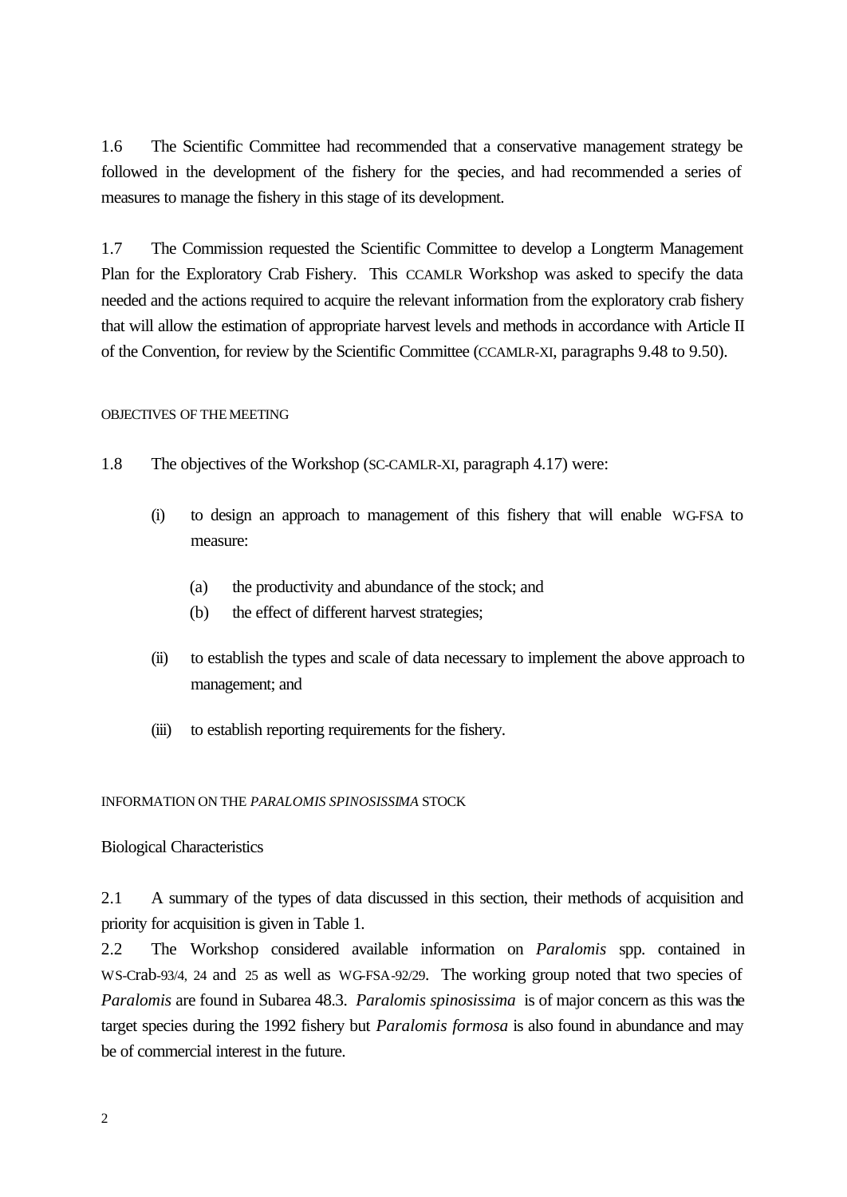1.6 The Scientific Committee had recommended that a conservative management strategy be followed in the development of the fishery for the species, and had recommended a series of measures to manage the fishery in this stage of its development.

1.7 The Commission requested the Scientific Committee to develop a Longterm Management Plan for the Exploratory Crab Fishery. This CCAMLR Workshop was asked to specify the data needed and the actions required to acquire the relevant information from the exploratory crab fishery that will allow the estimation of appropriate harvest levels and methods in accordance with Article II of the Convention, for review by the Scientific Committee (CCAMLR-XI, paragraphs 9.48 to 9.50).

## OBJECTIVES OF THE MEETING

1.8 The objectives of the Workshop (SC-CAMLR-XI, paragraph 4.17) were:

(i) to design an approach to management of this fishery that will enable WG-FSA to measure:

(a) the productivity and abundance of the stock; and
(b) the effect of different harvest strategies;

(ii) to establish the types and scale of data necessary to implement the above approach to management; and

(iii) to establish reporting requirements for the fishery.

## INFORMATION ON THE *PARALOMIS SPINOSISSIMA* STOCK

### Biological Characteristics

2.1 A summary of the types of data discussed in this section, their methods of acquisition and priority for acquisition is given in Table 1.

2.2 The Workshop considered available information on *Paralomis* spp. contained in WS-Crab-93/4, 24 and 25 as well as WG-FSA-92/29. The working group noted that two species of *Paralomis* are found in Subarea 48.3. *Paralomis spinosissima* is of major concern as this was the target species during the 1992 fishery but *Paralomis formosa* is also found in abundance and may be of commercial interest in the future.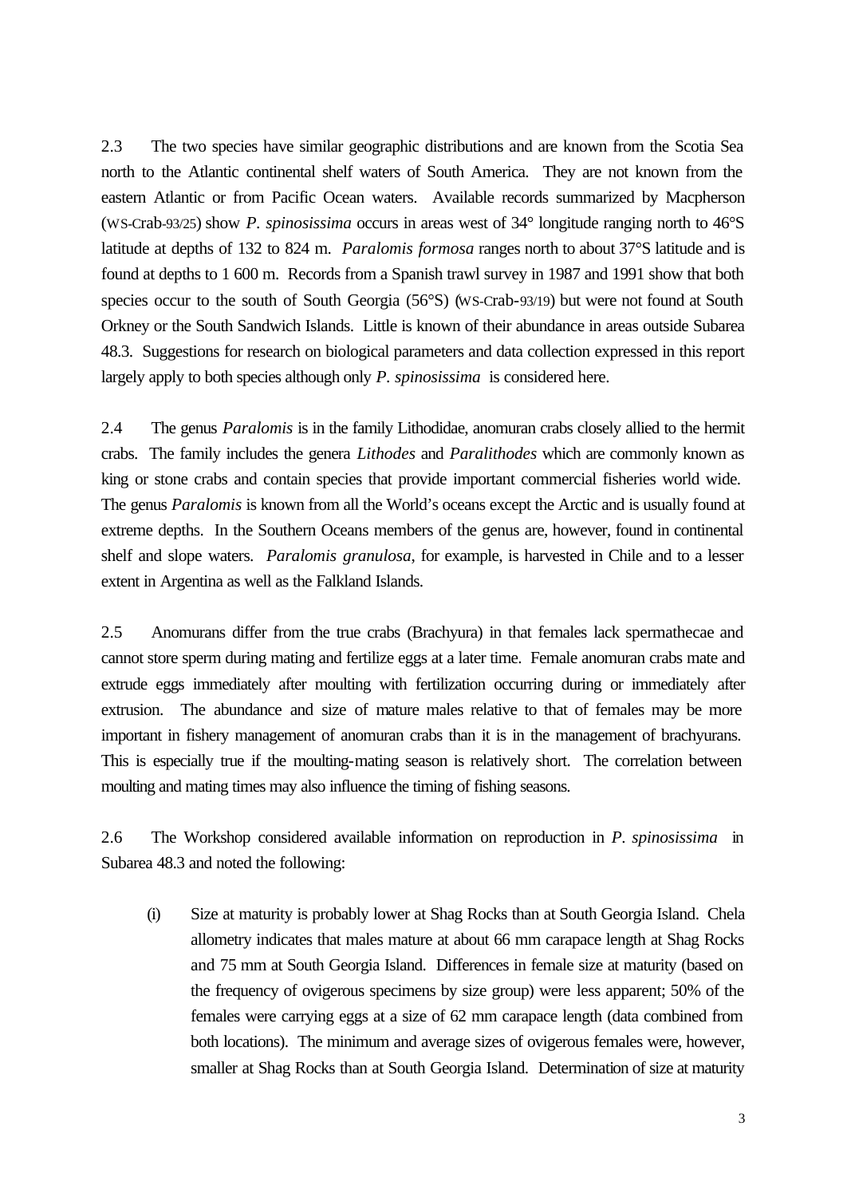2.3 The two species have similar geographic distributions and are known from the Scotia Sea north to the Atlantic continental shelf waters of South America. They are not known from the eastern Atlantic or from Pacific Ocean waters. Available records summarized by Macpherson (WS-Crab-93/25) show *P. spinosissima* occurs in areas west of 34° longitude ranging north to 46°S latitude at depths of 132 to 824 m. *Paralomis formosa* ranges north to about 37°S latitude and is found at depths to 1 600 m. Records from a Spanish trawl survey in 1987 and 1991 show that both species occur to the south of South Georgia (56°S) (WS-Crab-93/19) but were not found at South Orkney or the South Sandwich Islands. Little is known of their abundance in areas outside Subarea 48.3. Suggestions for research on biological parameters and data collection expressed in this report largely apply to both species although only *P. spinosissima* is considered here.

2.4 The genus *Paralomis* is in the family Lithodidae, anomuran crabs closely allied to the hermit crabs. The family includes the genera *Lithodes* and *Paralithodes* which are commonly known as king or stone crabs and contain species that provide important commercial fisheries world wide. The genus *Paralomis* is known from all the World's oceans except the Arctic and is usually found at extreme depths. In the Southern Oceans members of the genus are, however, found in continental shelf and slope waters. *Paralomis granulosa*, for example, is harvested in Chile and to a lesser extent in Argentina as well as the Falkland Islands.

2.5 Anomurans differ from the true crabs (Brachyura) in that females lack spermathecae and cannot store sperm during mating and fertilize eggs at a later time. Female anomuran crabs mate and extrude eggs immediately after moulting with fertilization occurring during or immediately after extrusion. The abundance and size of mature males relative to that of females may be more important in fishery management of anomuran crabs than it is in the management of brachyurans. This is especially true if the moulting-mating season is relatively short. The correlation between moulting and mating times may also influence the timing of fishing seasons.

2.6 The Workshop considered available information on reproduction in *P. spinosissima* in Subarea 48.3 and noted the following:

(i) Size at maturity is probably lower at Shag Rocks than at South Georgia Island. Chela allometry indicates that males mature at about 66 mm carapace length at Shag Rocks and 75 mm at South Georgia Island. Differences in female size at maturity (based on the frequency of ovigerous specimens by size group) were less apparent; 50% of the females were carrying eggs at a size of 62 mm carapace length (data combined from both locations). The minimum and average sizes of ovigerous females were, however, smaller at Shag Rocks than at South Georgia Island. Determination of size at maturity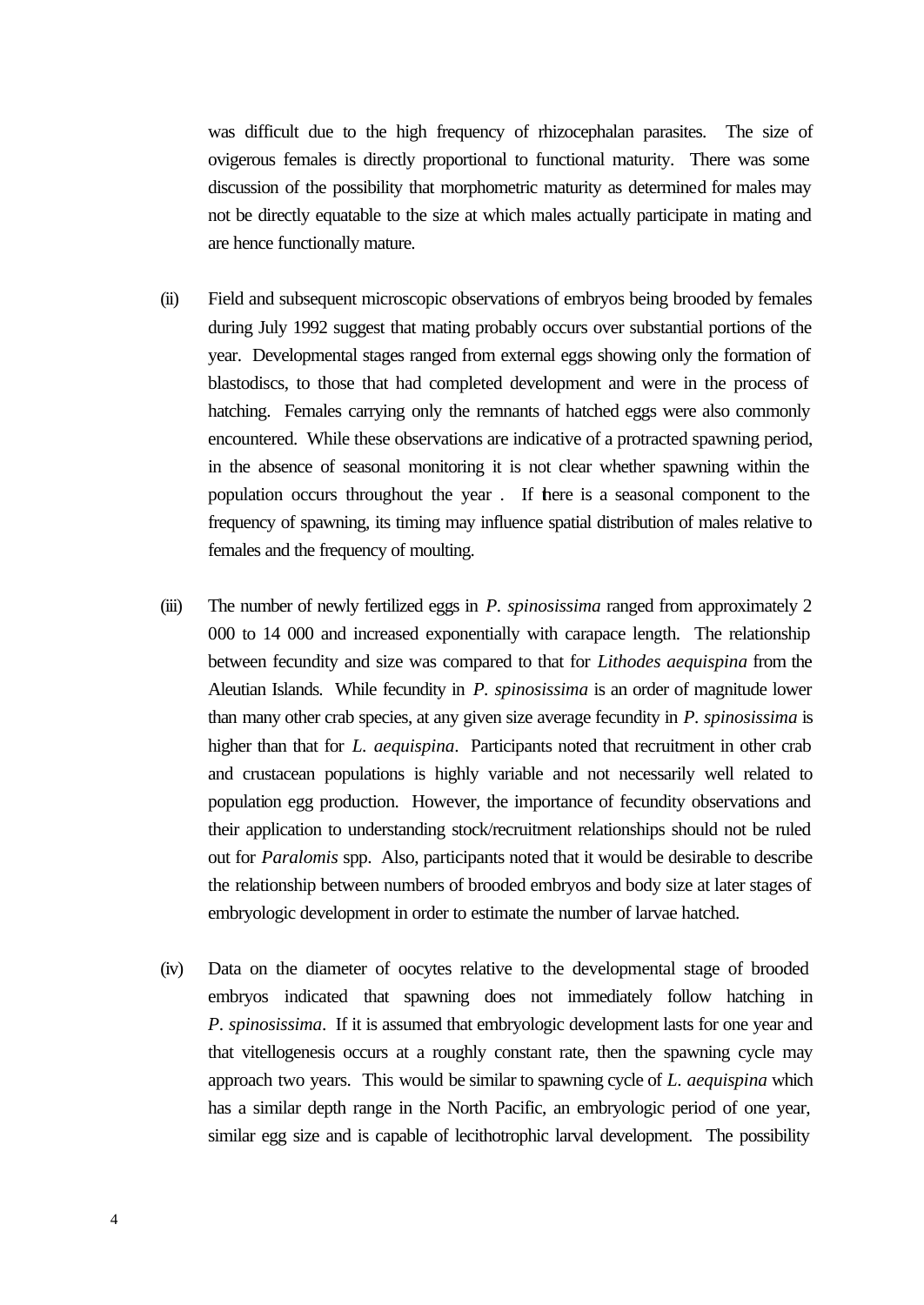was difficult due to the high frequency of rhizocephalan parasites. The size of ovigerous females is directly proportional to functional maturity. There was some discussion of the possibility that morphometric maturity as determined for males may not be directly equatable to the size at which males actually participate in mating and are hence functionally mature.

(ii) Field and subsequent microscopic observations of embryos being brooded by females during July 1992 suggest that mating probably occurs over substantial portions of the year. Developmental stages ranged from external eggs showing only the formation of blastodiscs, to those that had completed development and were in the process of hatching. Females carrying only the remnants of hatched eggs were also commonly encountered. While these observations are indicative of a protracted spawning period, in the absence of seasonal monitoring it is not clear whether spawning within the population occurs throughout the year . If there is a seasonal component to the frequency of spawning, its timing may influence spatial distribution of males relative to females and the frequency of moulting.

(iii) The number of newly fertilized eggs in *P. spinosissima* ranged from approximately 2 000 to 14 000 and increased exponentially with carapace length. The relationship between fecundity and size was compared to that for *Lithodes aequispina* from the Aleutian Islands. While fecundity in *P. spinosissima* is an order of magnitude lower than many other crab species, at any given size average fecundity in *P. spinosissima* is higher than that for *L. aequispina*. Participants noted that recruitment in other crab and crustacean populations is highly variable and not necessarily well related to population egg production. However, the importance of fecundity observations and their application to understanding stock/recruitment relationships should not be ruled out for *Paralomis* spp. Also, participants noted that it would be desirable to describe the relationship between numbers of brooded embryos and body size at later stages of embryologic development in order to estimate the number of larvae hatched.

(iv) Data on the diameter of oocytes relative to the developmental stage of brooded embryos indicated that spawning does not immediately follow hatching in *P. spinosissima*. If it is assumed that embryologic development lasts for one year and that vitellogenesis occurs at a roughly constant rate, then the spawning cycle may approach two years. This would be similar to spawning cycle of *L. aequispina* which has a similar depth range in the North Pacific, an embryologic period of one year, similar egg size and is capable of lecithotrophic larval development. The possibility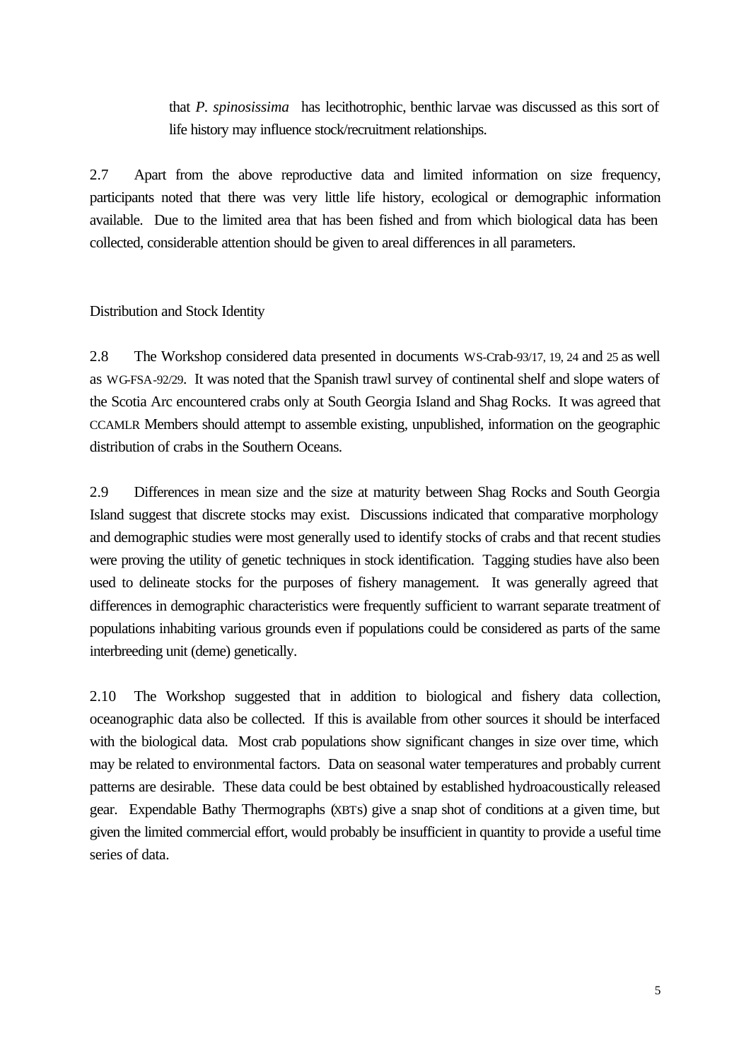that *P. spinosissima* has lecithotrophic, benthic larvae was discussed as this sort of life history may influence stock/recruitment relationships.

2.7 Apart from the above reproductive data and limited information on size frequency, participants noted that there was very little life history, ecological or demographic information available. Due to the limited area that has been fished and from which biological data has been collected, considerable attention should be given to areal differences in all parameters.

Distribution and Stock Identity

2.8 The Workshop considered data presented in documents WS-Crab-93/17, 19, 24 and 25 as well as WG-FSA-92/29. It was noted that the Spanish trawl survey of continental shelf and slope waters of the Scotia Arc encountered crabs only at South Georgia Island and Shag Rocks. It was agreed that CCAMLR Members should attempt to assemble existing, unpublished, information on the geographic distribution of crabs in the Southern Oceans.

2.9 Differences in mean size and the size at maturity between Shag Rocks and South Georgia Island suggest that discrete stocks may exist. Discussions indicated that comparative morphology and demographic studies were most generally used to identify stocks of crabs and that recent studies were proving the utility of genetic techniques in stock identification. Tagging studies have also been used to delineate stocks for the purposes of fishery management. It was generally agreed that differences in demographic characteristics were frequently sufficient to warrant separate treatment of populations inhabiting various grounds even if populations could be considered as parts of the same interbreeding unit (deme) genetically.

2.10 The Workshop suggested that in addition to biological and fishery data collection, oceanographic data also be collected. If this is available from other sources it should be interfaced with the biological data. Most crab populations show significant changes in size over time, which may be related to environmental factors. Data on seasonal water temperatures and probably current patterns are desirable. These data could be best obtained by established hydroacoustically released gear. Expendable Bathy Thermographs (XBTs) give a snap shot of conditions at a given time, but given the limited commercial effort, would probably be insufficient in quantity to provide a useful time series of data.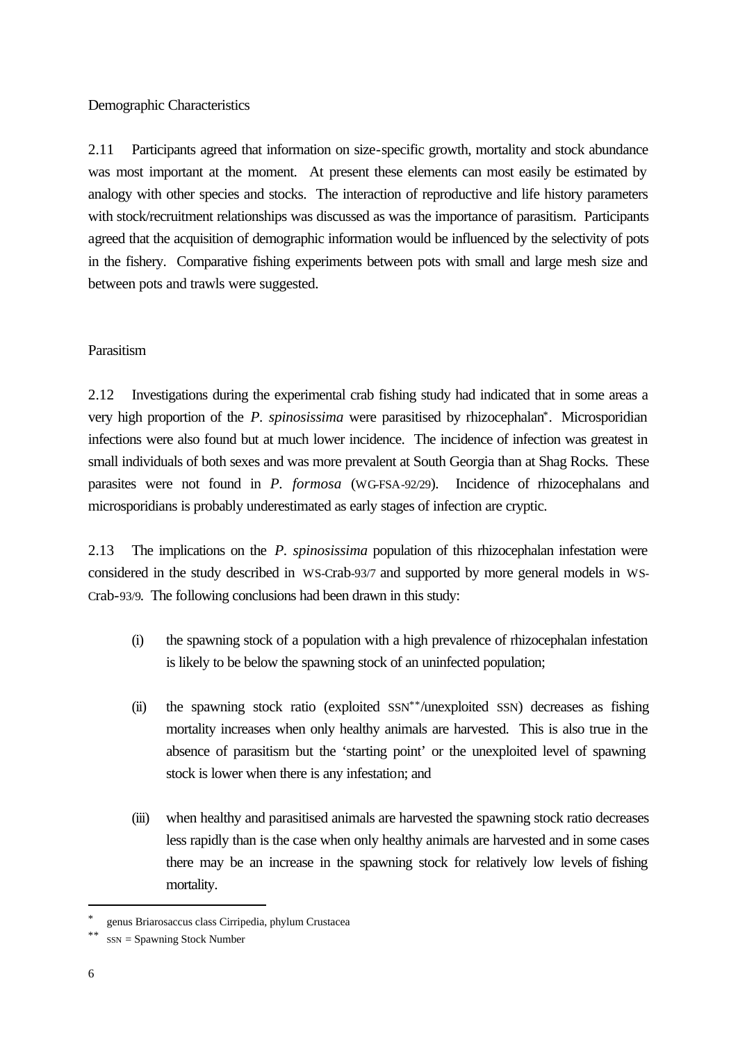Demographic Characteristics

2.11 Participants agreed that information on size-specific growth, mortality and stock abundance was most important at the moment. At present these elements can most easily be estimated by analogy with other species and stocks. The interaction of reproductive and life history parameters with stock/recruitment relationships was discussed as was the importance of parasitism. Participants agreed that the acquisition of demographic information would be influenced by the selectivity of pots in the fishery. Comparative fishing experiments between pots with small and large mesh size and between pots and trawls were suggested.

Parasitism

2.12 Investigations during the experimental crab fishing study had indicated that in some areas a very high proportion of the *P. spinosissima* were parasitised by rhizocephalan*. Microsporidian infections were also found but at much lower incidence. The incidence of infection was greatest in small individuals of both sexes and was more prevalent at South Georgia than at Shag Rocks. These parasites were not found in *P. formosa* (WG-FSA-92/29). Incidence of rhizocephalans and microsporidians is probably underestimated as early stages of infection are cryptic.

2.13 The implications on the *P. spinosissima* population of this rhizocephalan infestation were considered in the study described in WS-Crab-93/7 and supported by more general models in WS-Crab-93/9. The following conclusions had been drawn in this study:

(i) the spawning stock of a population with a high prevalence of rhizocephalan infestation is likely to be below the spawning stock of an uninfected population;

(ii) the spawning stock ratio (exploited SSN**/unexploited SSN) decreases as fishing mortality increases when only healthy animals are harvested. This is also true in the absence of parasitism but the 'starting point' or the unexploited level of spawning stock is lower when there is any infestation; and

(iii) when healthy and parasitised animals are harvested the spawning stock ratio decreases less rapidly than is the case when only healthy animals are harvested and in some cases there may be an increase in the spawning stock for relatively low levels of fishing mortality.

---

* genus Briarosaccus class Cirripedia, phylum Crustacea

** SSN = Spawning Stock Number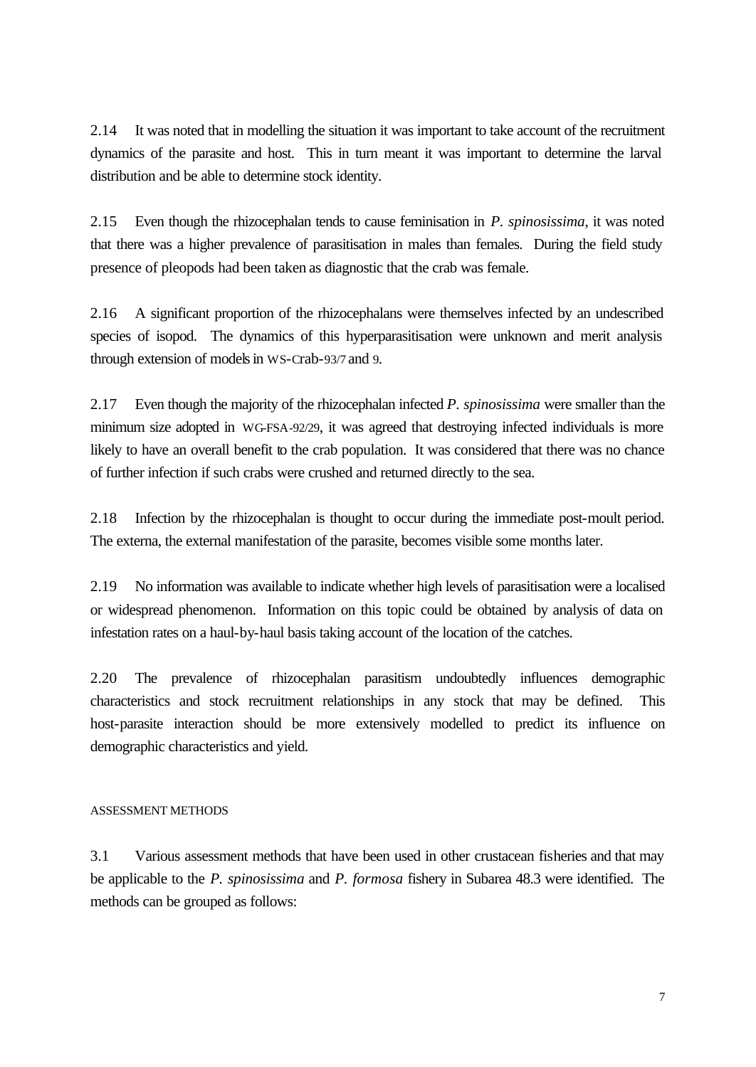2.14 It was noted that in modelling the situation it was important to take account of the recruitment dynamics of the parasite and host. This in turn meant it was important to determine the larval distribution and be able to determine stock identity.

2.15 Even though the rhizocephalan tends to cause feminisation in *P. spinosissima*, it was noted that there was a higher prevalence of parasitisation in males than females. During the field study presence of pleopods had been taken as diagnostic that the crab was female.

2.16 A significant proportion of the rhizocephalans were themselves infected by an undescribed species of isopod. The dynamics of this hyperparasitisation were unknown and merit analysis through extension of models in WS-Crab-93/7 and 9.

2.17 Even though the majority of the rhizocephalan infected *P. spinosissima* were smaller than the minimum size adopted in WG-FSA-92/29, it was agreed that destroying infected individuals is more likely to have an overall benefit to the crab population. It was considered that there was no chance of further infection if such crabs were crushed and returned directly to the sea.

2.18 Infection by the rhizocephalan is thought to occur during the immediate post-moult period. The externa, the external manifestation of the parasite, becomes visible some months later.

2.19 No information was available to indicate whether high levels of parasitisation were a localised or widespread phenomenon. Information on this topic could be obtained by analysis of data on infestation rates on a haul-by-haul basis taking account of the location of the catches.

2.20 The prevalence of rhizocephalan parasitism undoubtedly influences demographic characteristics and stock recruitment relationships in any stock that may be defined. This host-parasite interaction should be more extensively modelled to predict its influence on demographic characteristics and yield.

## ASSESSMENT METHODS

3.1 Various assessment methods that have been used in other crustacean fisheries and that may be applicable to the *P. spinosissima* and *P. formosa* fishery in Subarea 48.3 were identified. The methods can be grouped as follows: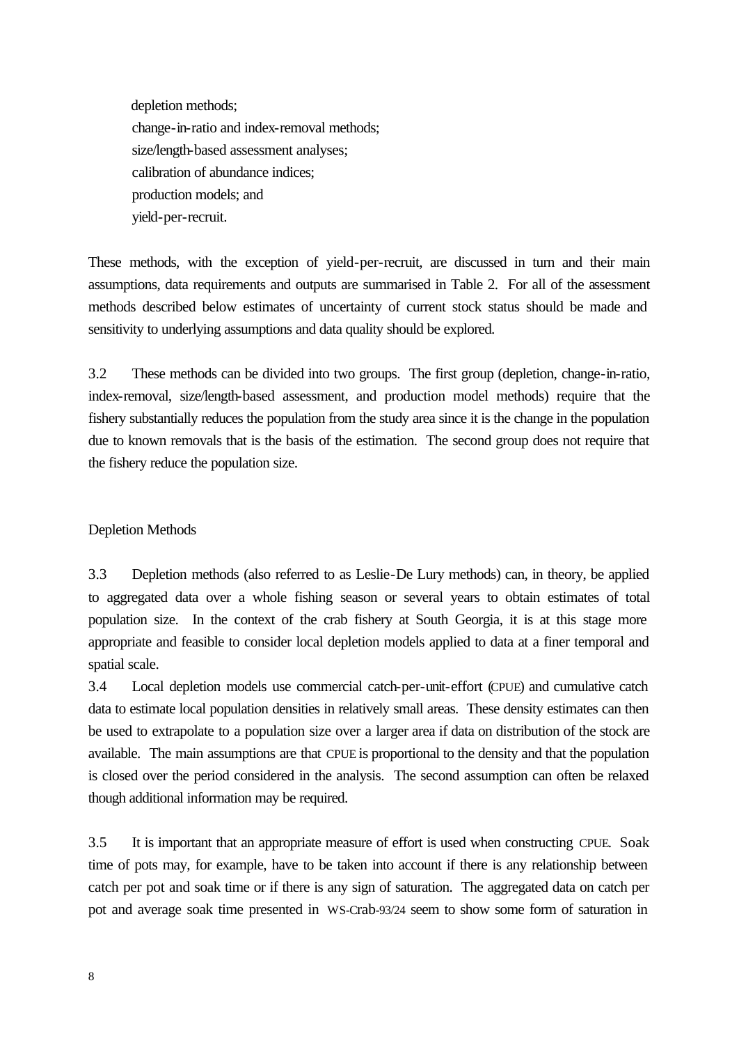- depletion methods;
- change-in-ratio and index-removal methods;
- size/length-based assessment analyses;
- calibration of abundance indices;
- production models; and
- yield-per-recruit.

These methods, with the exception of yield-per-recruit, are discussed in turn and their main assumptions, data requirements and outputs are summarised in Table 2. For all of the assessment methods described below estimates of uncertainty of current stock status should be made and sensitivity to underlying assumptions and data quality should be explored.

3.2 These methods can be divided into two groups. The first group (depletion, change-in-ratio, index-removal, size/length-based assessment, and production model methods) require that the fishery substantially reduces the population from the study area since it is the change in the population due to known removals that is the basis of the estimation. The second group does not require that the fishery reduce the population size.

## Depletion Methods

3.3 Depletion methods (also referred to as Leslie-De Lury methods) can, in theory, be applied to aggregated data over a whole fishing season or several years to obtain estimates of total population size. In the context of the crab fishery at South Georgia, it is at this stage more appropriate and feasible to consider local depletion models applied to data at a finer temporal and spatial scale.

3.4 Local depletion models use commercial catch-per-unit-effort (CPUE) and cumulative catch data to estimate local population densities in relatively small areas. These density estimates can then be used to extrapolate to a population size over a larger area if data on distribution of the stock are available. The main assumptions are that CPUE is proportional to the density and that the population is closed over the period considered in the analysis. The second assumption can often be relaxed though additional information may be required.

3.5 It is important that an appropriate measure of effort is used when constructing CPUE. Soak time of pots may, for example, have to be taken into account if there is any relationship between catch per pot and soak time or if there is any sign of saturation. The aggregated data on catch per pot and average soak time presented in WS-Crab-93/24 seem to show some form of saturation in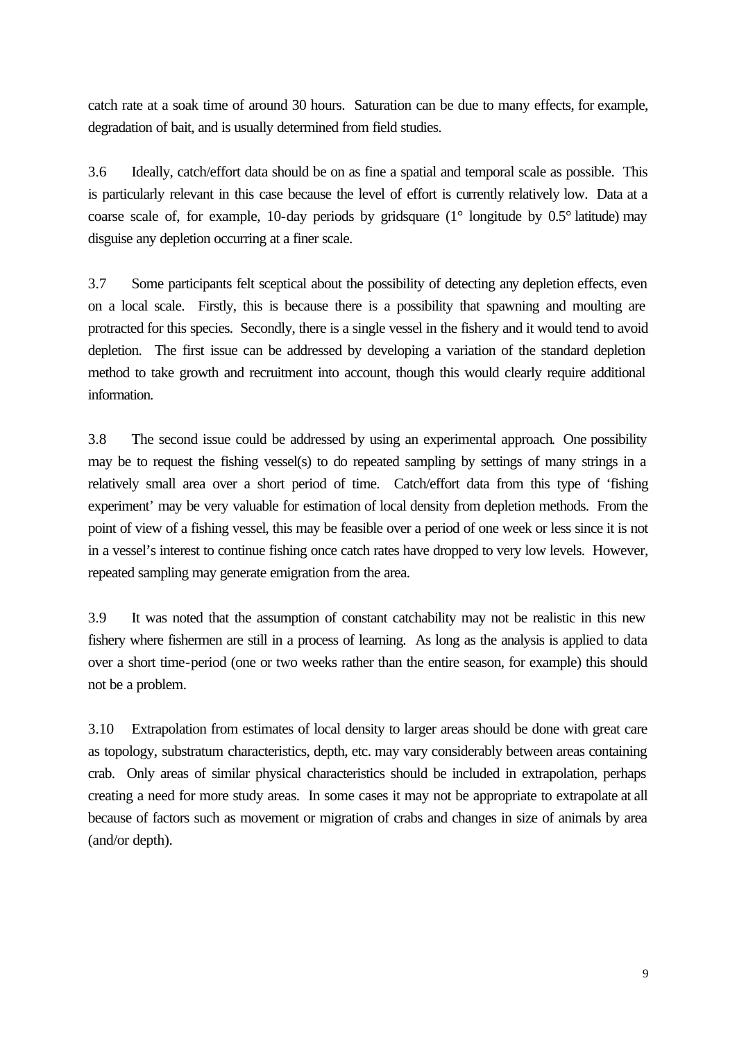catch rate at a soak time of around 30 hours. Saturation can be due to many effects, for example, degradation of bait, and is usually determined from field studies.

3.6 Ideally, catch/effort data should be on as fine a spatial and temporal scale as possible. This is particularly relevant in this case because the level of effort is currently relatively low. Data at a coarse scale of, for example, 10-day periods by gridsquare (1° longitude by 0.5° latitude) may disguise any depletion occurring at a finer scale.

3.7 Some participants felt sceptical about the possibility of detecting any depletion effects, even on a local scale. Firstly, this is because there is a possibility that spawning and moulting are protracted for this species. Secondly, there is a single vessel in the fishery and it would tend to avoid depletion. The first issue can be addressed by developing a variation of the standard depletion method to take growth and recruitment into account, though this would clearly require additional information.

3.8 The second issue could be addressed by using an experimental approach. One possibility may be to request the fishing vessel(s) to do repeated sampling by settings of many strings in a relatively small area over a short period of time. Catch/effort data from this type of 'fishing experiment' may be very valuable for estimation of local density from depletion methods. From the point of view of a fishing vessel, this may be feasible over a period of one week or less since it is not in a vessel's interest to continue fishing once catch rates have dropped to very low levels. However, repeated sampling may generate emigration from the area.

3.9 It was noted that the assumption of constant catchability may not be realistic in this new fishery where fishermen are still in a process of learning. As long as the analysis is applied to data over a short time-period (one or two weeks rather than the entire season, for example) this should not be a problem.

3.10 Extrapolation from estimates of local density to larger areas should be done with great care as topology, substratum characteristics, depth, etc. may vary considerably between areas containing crab. Only areas of similar physical characteristics should be included in extrapolation, perhaps creating a need for more study areas. In some cases it may not be appropriate to extrapolate at all because of factors such as movement or migration of crabs and changes in size of animals by area (and/or depth).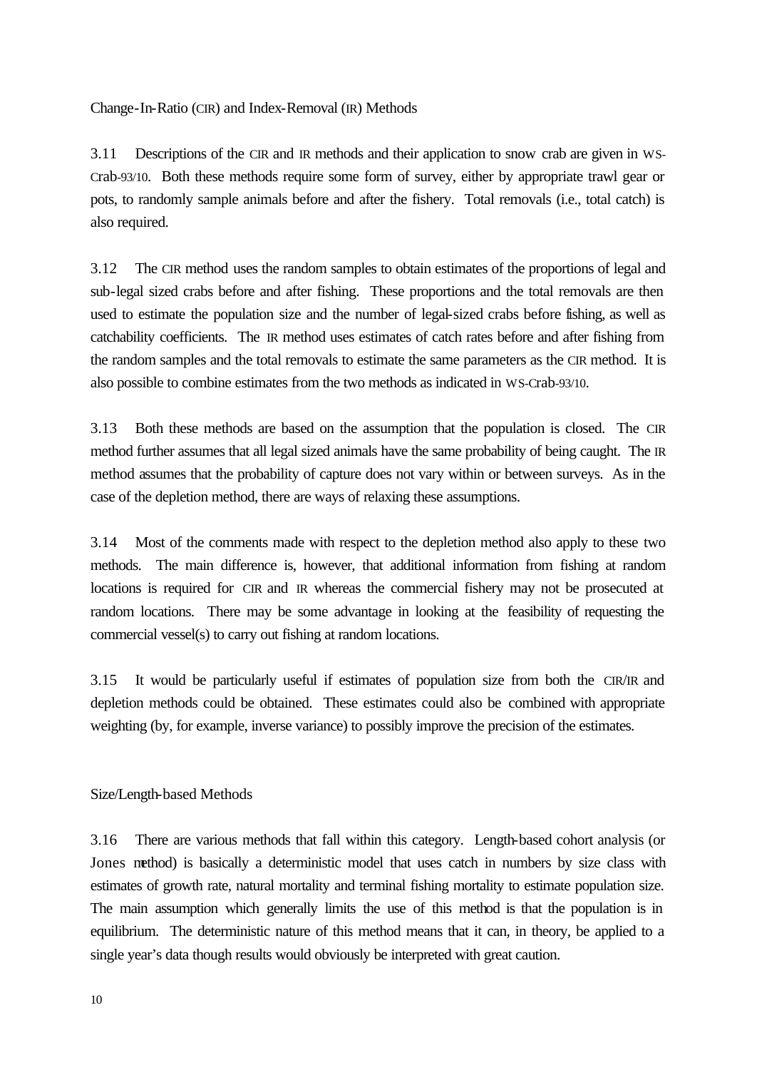## Change-In-Ratio (CIR) and Index-Removal (IR) Methods

3.11 Descriptions of the CIR and IR methods and their application to snow crab are given in WS-Crab-93/10. Both these methods require some form of survey, either by appropriate trawl gear or pots, to randomly sample animals before and after the fishery. Total removals (i.e., total catch) is also required.

3.12 The CIR method uses the random samples to obtain estimates of the proportions of legal and sub-legal sized crabs before and after fishing. These proportions and the total removals are then used to estimate the population size and the number of legal-sized crabs before fishing, as well as catchability coefficients. The IR method uses estimates of catch rates before and after fishing from the random samples and the total removals to estimate the same parameters as the CIR method. It is also possible to combine estimates from the two methods as indicated in WS-Crab-93/10.

3.13 Both these methods are based on the assumption that the population is closed. The CIR method further assumes that all legal sized animals have the same probability of being caught. The IR method assumes that the probability of capture does not vary within or between surveys. As in the case of the depletion method, there are ways of relaxing these assumptions.

3.14 Most of the comments made with respect to the depletion method also apply to these two methods. The main difference is, however, that additional information from fishing at random locations is required for CIR and IR whereas the commercial fishery may not be prosecuted at random locations. There may be some advantage in looking at the feasibility of requesting the commercial vessel(s) to carry out fishing at random locations.

3.15 It would be particularly useful if estimates of population size from both the CIR/IR and depletion methods could be obtained. These estimates could also be combined with appropriate weighting (by, for example, inverse variance) to possibly improve the precision of the estimates.

## Size/Length-based Methods

3.16 There are various methods that fall within this category. Length-based cohort analysis (or Jones method) is basically a deterministic model that uses catch in numbers by size class with estimates of growth rate, natural mortality and terminal fishing mortality to estimate population size. The main assumption which generally limits the use of this method is that the population is in equilibrium. The deterministic nature of this method means that it can, in theory, be applied to a single year's data though results would obviously be interpreted with great caution.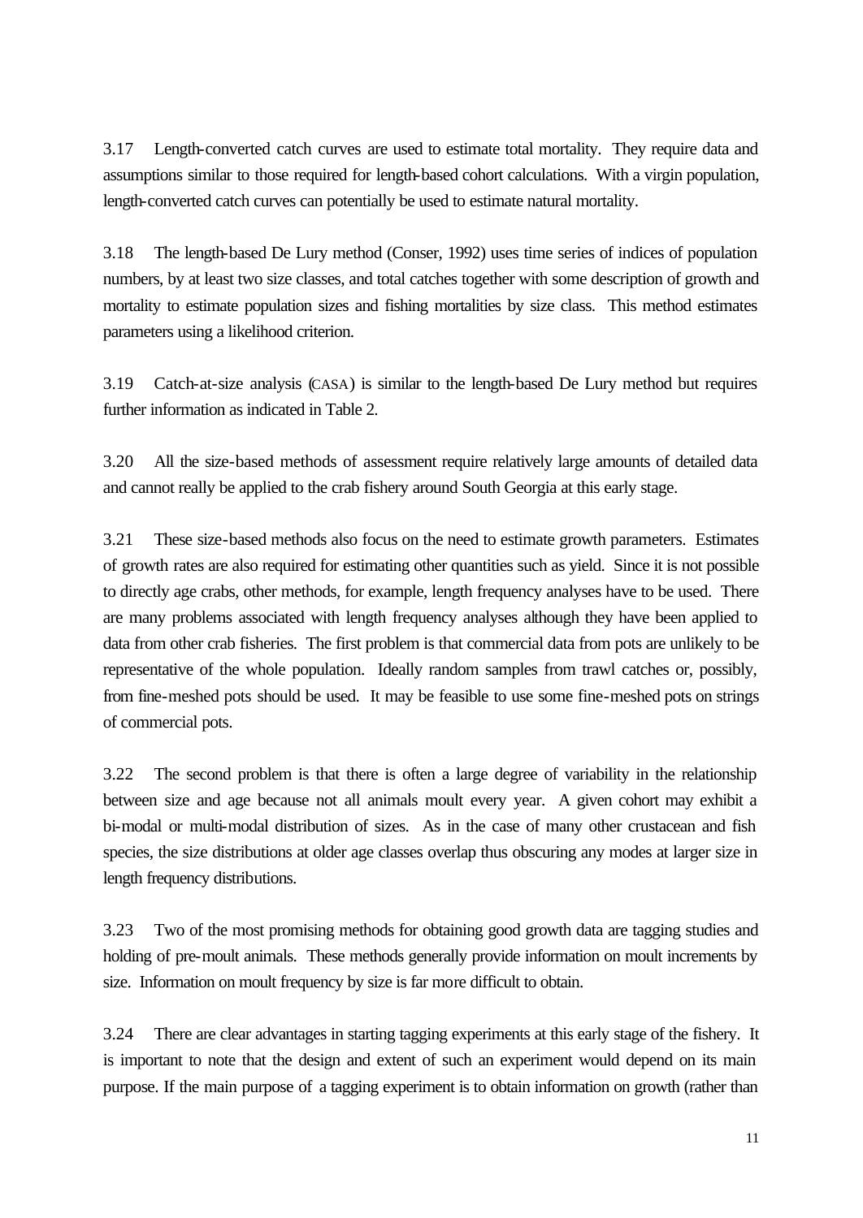3.17 Length-converted catch curves are used to estimate total mortality. They require data and assumptions similar to those required for length-based cohort calculations. With a virgin population, length-converted catch curves can potentially be used to estimate natural mortality.

3.18 The length-based De Lury method (Conser, 1992) uses time series of indices of population numbers, by at least two size classes, and total catches together with some description of growth and mortality to estimate population sizes and fishing mortalities by size class. This method estimates parameters using a likelihood criterion.

3.19 Catch-at-size analysis (CASA) is similar to the length-based De Lury method but requires further information as indicated in Table 2.

3.20 All the size-based methods of assessment require relatively large amounts of detailed data and cannot really be applied to the crab fishery around South Georgia at this early stage.

3.21 These size-based methods also focus on the need to estimate growth parameters. Estimates of growth rates are also required for estimating other quantities such as yield. Since it is not possible to directly age crabs, other methods, for example, length frequency analyses have to be used. There are many problems associated with length frequency analyses although they have been applied to data from other crab fisheries. The first problem is that commercial data from pots are unlikely to be representative of the whole population. Ideally random samples from trawl catches or, possibly, from fine-meshed pots should be used. It may be feasible to use some fine-meshed pots on strings of commercial pots.

3.22 The second problem is that there is often a large degree of variability in the relationship between size and age because not all animals moult every year. A given cohort may exhibit a bi-modal or multi-modal distribution of sizes. As in the case of many other crustacean and fish species, the size distributions at older age classes overlap thus obscuring any modes at larger size in length frequency distributions.

3.23 Two of the most promising methods for obtaining good growth data are tagging studies and holding of pre-moult animals. These methods generally provide information on moult increments by size. Information on moult frequency by size is far more difficult to obtain.

3.24 There are clear advantages in starting tagging experiments at this early stage of the fishery. It is important to note that the design and extent of such an experiment would depend on its main purpose. If the main purpose of a tagging experiment is to obtain information on growth (rather than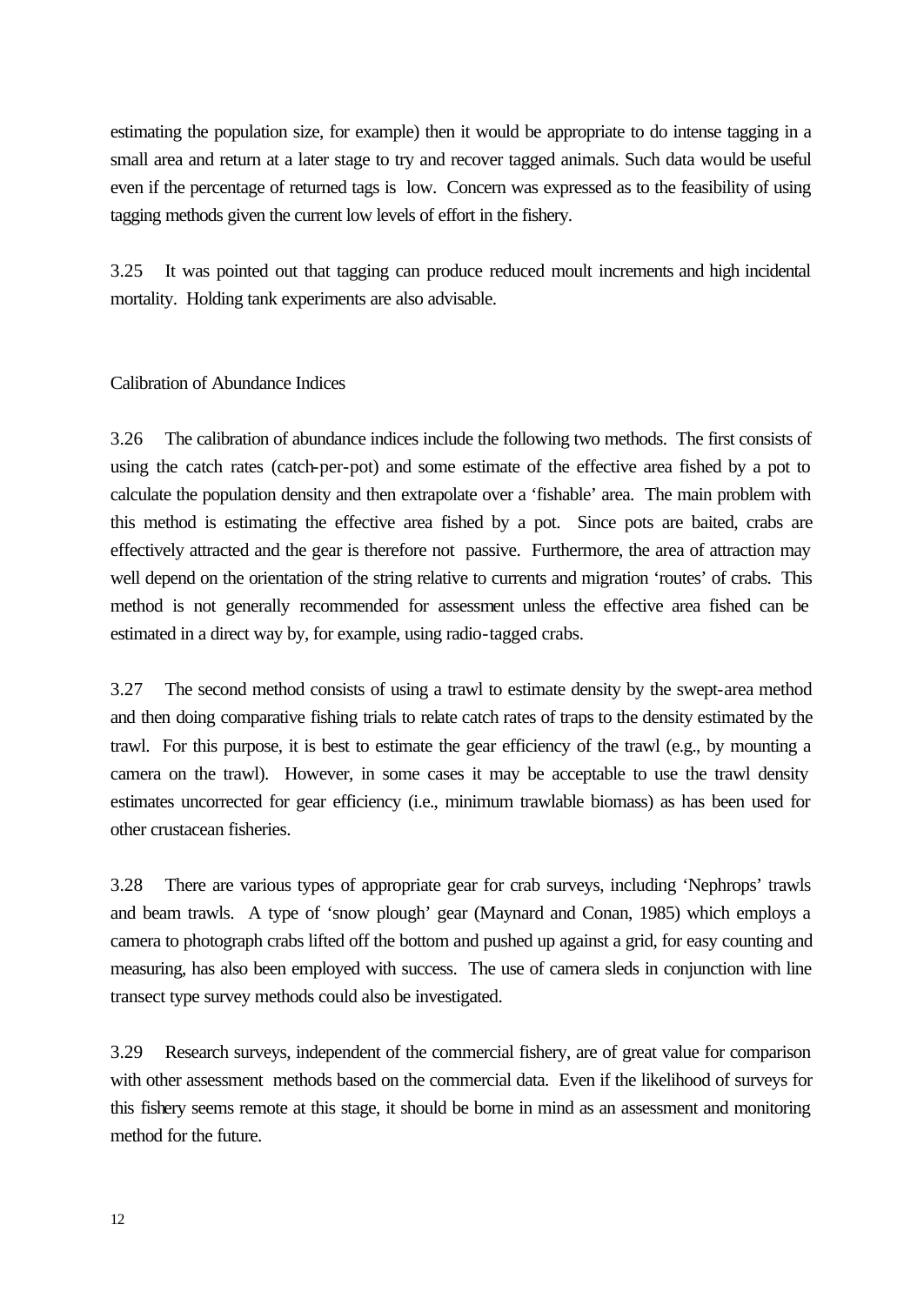estimating the population size, for example) then it would be appropriate to do intense tagging in a small area and return at a later stage to try and recover tagged animals. Such data would be useful even if the percentage of returned tags is low. Concern was expressed as to the feasibility of using tagging methods given the current low levels of effort in the fishery.

3.25 It was pointed out that tagging can produce reduced moult increments and high incidental mortality. Holding tank experiments are also advisable.

### Calibration of Abundance Indices

3.26 The calibration of abundance indices include the following two methods. The first consists of using the catch rates (catch-per-pot) and some estimate of the effective area fished by a pot to calculate the population density and then extrapolate over a 'fishable' area. The main problem with this method is estimating the effective area fished by a pot. Since pots are baited, crabs are effectively attracted and the gear is therefore not passive. Furthermore, the area of attraction may well depend on the orientation of the string relative to currents and migration 'routes' of crabs. This method is not generally recommended for assessment unless the effective area fished can be estimated in a direct way by, for example, using radio-tagged crabs.

3.27 The second method consists of using a trawl to estimate density by the swept-area method and then doing comparative fishing trials to relate catch rates of traps to the density estimated by the trawl. For this purpose, it is best to estimate the gear efficiency of the trawl (e.g., by mounting a camera on the trawl). However, in some cases it may be acceptable to use the trawl density estimates uncorrected for gear efficiency (i.e., minimum trawlable biomass) as has been used for other crustacean fisheries.

3.28 There are various types of appropriate gear for crab surveys, including 'Nephrops' trawls and beam trawls. A type of 'snow plough' gear (Maynard and Conan, 1985) which employs a camera to photograph crabs lifted off the bottom and pushed up against a grid, for easy counting and measuring, has also been employed with success. The use of camera sleds in conjunction with line transect type survey methods could also be investigated.

3.29 Research surveys, independent of the commercial fishery, are of great value for comparison with other assessment methods based on the commercial data. Even if the likelihood of surveys for this fishery seems remote at this stage, it should be borne in mind as an assessment and monitoring method for the future.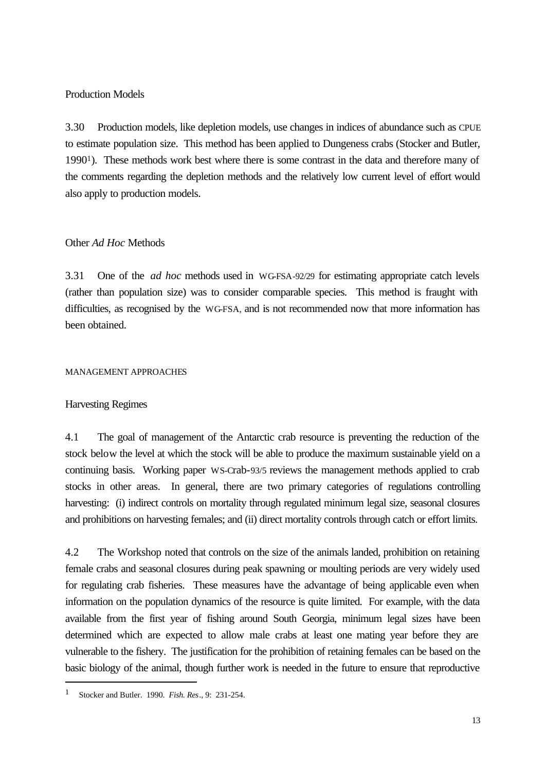### Production Models

3.30 Production models, like depletion models, use changes in indices of abundance such as CPUE to estimate population size. This method has been applied to Dungeness crabs (Stocker and Butler, 1990[1]). These methods work best where there is some contrast in the data and therefore many of the comments regarding the depletion methods and the relatively low current level of effort would also apply to production models.

### Other *Ad Hoc* Methods

3.31 One of the *ad hoc* methods used in WG-FSA-92/29 for estimating appropriate catch levels (rather than population size) was to consider comparable species. This method is fraught with difficulties, as recognised by the WG-FSA, and is not recommended now that more information has been obtained.

## MANAGEMENT APPROACHES

### Harvesting Regimes

4.1 The goal of management of the Antarctic crab resource is preventing the reduction of the stock below the level at which the stock will be able to produce the maximum sustainable yield on a continuing basis. Working paper WS-Crab-93/5 reviews the management methods applied to crab stocks in other areas. In general, there are two primary categories of regulations controlling harvesting: (i) indirect controls on mortality through regulated minimum legal size, seasonal closures and prohibitions on harvesting females; and (ii) direct mortality controls through catch or effort limits.

4.2 The Workshop noted that controls on the size of the animals landed, prohibition on retaining female crabs and seasonal closures during peak spawning or moulting periods are very widely used for regulating crab fisheries. These measures have the advantage of being applicable even when information on the population dynamics of the resource is quite limited. For example, with the data available from the first year of fishing around South Georgia, minimum legal sizes have been determined which are expected to allow male crabs at least one mating year before they are vulnerable to the fishery. The justification for the prohibition of retaining females can be based on the basic biology of the animal, though further work is needed in the future to ensure that reproductive

---

[1] Stocker and Butler. 1990. *Fish. Res*., 9: 231-254.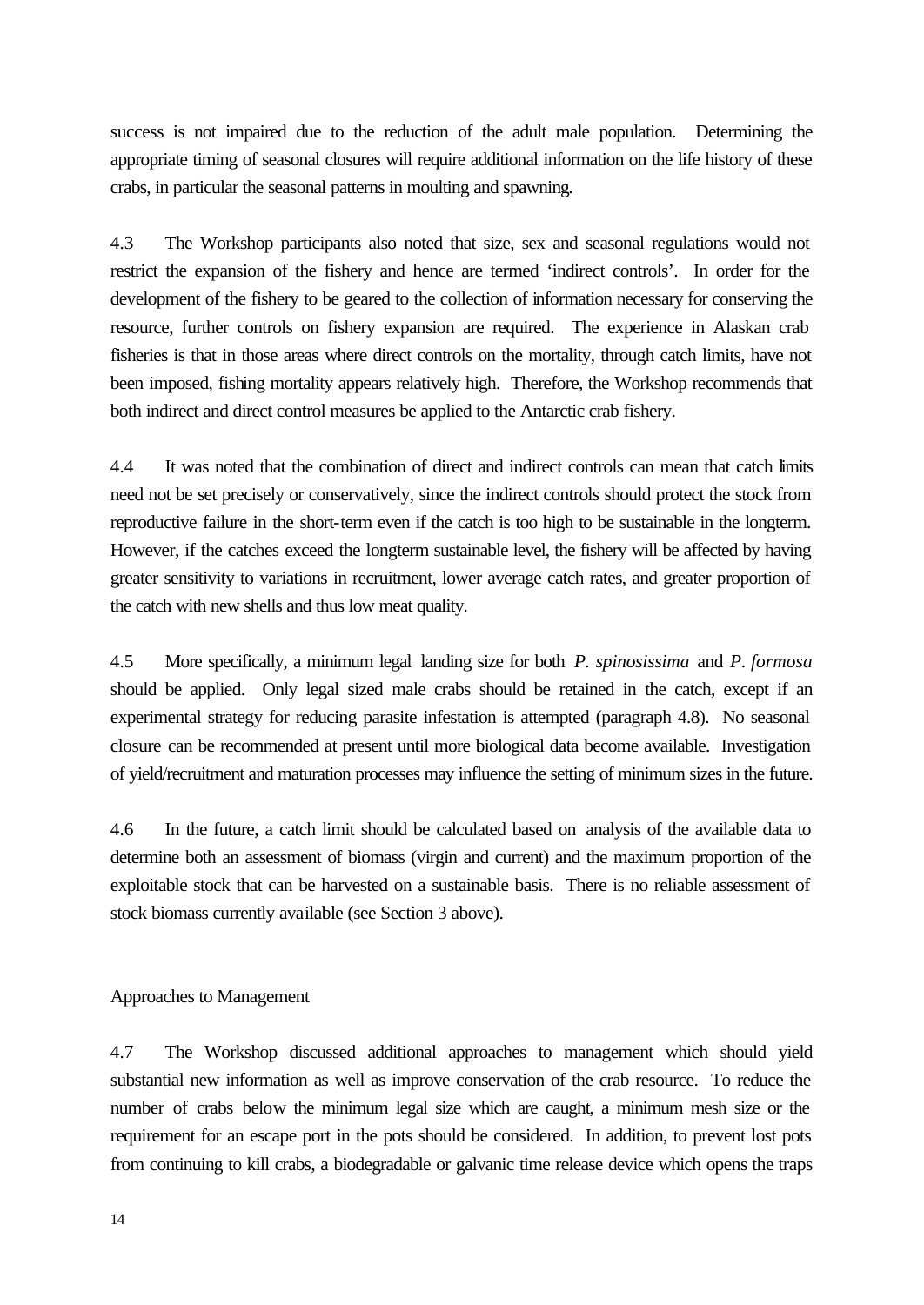success is not impaired due to the reduction of the adult male population. Determining the appropriate timing of seasonal closures will require additional information on the life history of these crabs, in particular the seasonal patterns in moulting and spawning.

4.3 The Workshop participants also noted that size, sex and seasonal regulations would not restrict the expansion of the fishery and hence are termed 'indirect controls'. In order for the development of the fishery to be geared to the collection of information necessary for conserving the resource, further controls on fishery expansion are required. The experience in Alaskan crab fisheries is that in those areas where direct controls on the mortality, through catch limits, have not been imposed, fishing mortality appears relatively high. Therefore, the Workshop recommends that both indirect and direct control measures be applied to the Antarctic crab fishery.

4.4 It was noted that the combination of direct and indirect controls can mean that catch limits need not be set precisely or conservatively, since the indirect controls should protect the stock from reproductive failure in the short-term even if the catch is too high to be sustainable in the longterm. However, if the catches exceed the longterm sustainable level, the fishery will be affected by having greater sensitivity to variations in recruitment, lower average catch rates, and greater proportion of the catch with new shells and thus low meat quality.

4.5 More specifically, a minimum legal landing size for both *P. spinosissima* and *P. formosa* should be applied. Only legal sized male crabs should be retained in the catch, except if an experimental strategy for reducing parasite infestation is attempted (paragraph 4.8). No seasonal closure can be recommended at present until more biological data become available. Investigation of yield/recruitment and maturation processes may influence the setting of minimum sizes in the future.

4.6 In the future, a catch limit should be calculated based on analysis of the available data to determine both an assessment of biomass (virgin and current) and the maximum proportion of the exploitable stock that can be harvested on a sustainable basis. There is no reliable assessment of stock biomass currently available (see Section 3 above).

## Approaches to Management

4.7 The Workshop discussed additional approaches to management which should yield substantial new information as well as improve conservation of the crab resource. To reduce the number of crabs below the minimum legal size which are caught, a minimum mesh size or the requirement for an escape port in the pots should be considered. In addition, to prevent lost pots from continuing to kill crabs, a biodegradable or galvanic time release device which opens the traps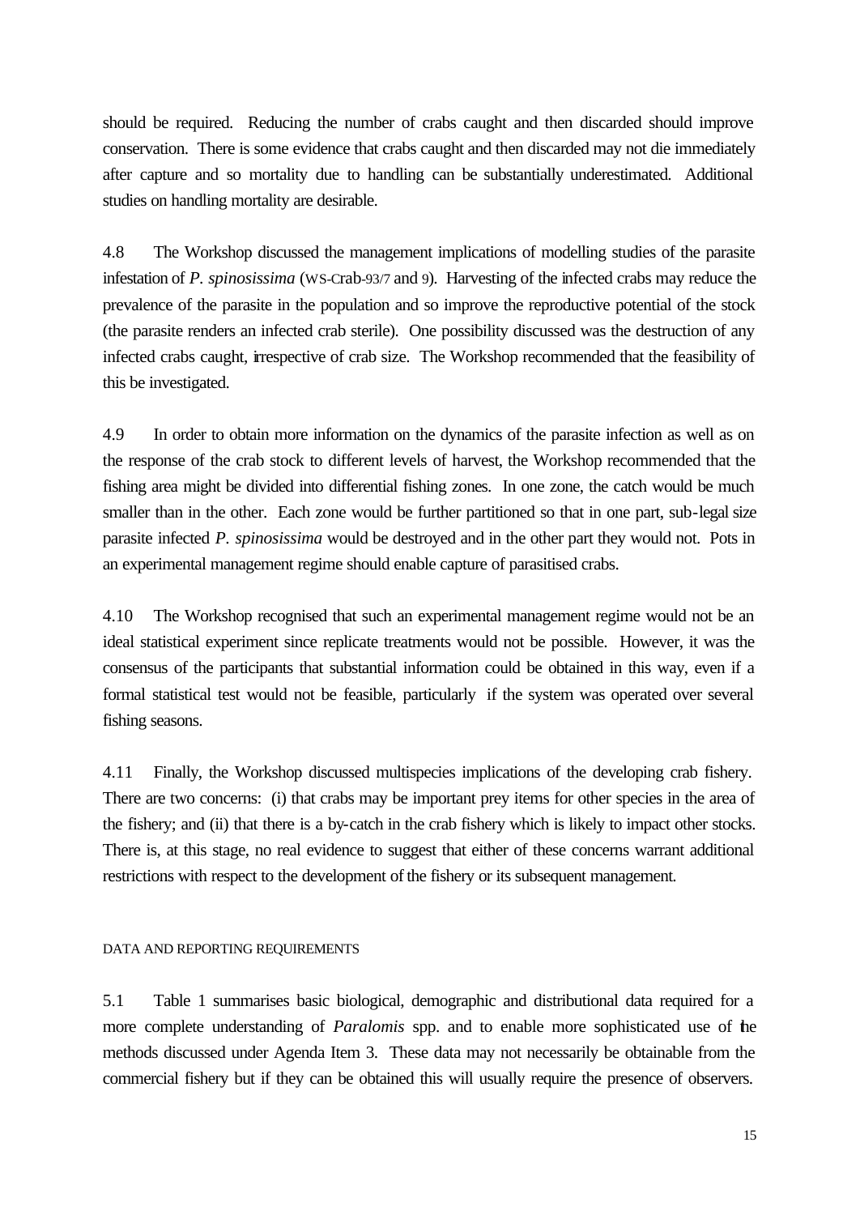should be required. Reducing the number of crabs caught and then discarded should improve conservation. There is some evidence that crabs caught and then discarded may not die immediately after capture and so mortality due to handling can be substantially underestimated. Additional studies on handling mortality are desirable.

4.8 The Workshop discussed the management implications of modelling studies of the parasite infestation of *P. spinosissima* (WS-Crab-93/7 and 9). Harvesting of the infected crabs may reduce the prevalence of the parasite in the population and so improve the reproductive potential of the stock (the parasite renders an infected crab sterile). One possibility discussed was the destruction of any infected crabs caught, irrespective of crab size. The Workshop recommended that the feasibility of this be investigated.

4.9 In order to obtain more information on the dynamics of the parasite infection as well as on the response of the crab stock to different levels of harvest, the Workshop recommended that the fishing area might be divided into differential fishing zones. In one zone, the catch would be much smaller than in the other. Each zone would be further partitioned so that in one part, sub-legal size parasite infected *P. spinosissima* would be destroyed and in the other part they would not. Pots in an experimental management regime should enable capture of parasitised crabs.

4.10 The Workshop recognised that such an experimental management regime would not be an ideal statistical experiment since replicate treatments would not be possible. However, it was the consensus of the participants that substantial information could be obtained in this way, even if a formal statistical test would not be feasible, particularly if the system was operated over several fishing seasons.

4.11 Finally, the Workshop discussed multispecies implications of the developing crab fishery. There are two concerns: (i) that crabs may be important prey items for other species in the area of the fishery; and (ii) that there is a by-catch in the crab fishery which is likely to impact other stocks. There is, at this stage, no real evidence to suggest that either of these concerns warrant additional restrictions with respect to the development of the fishery or its subsequent management.

## DATA AND REPORTING REQUIREMENTS

5.1 Table 1 summarises basic biological, demographic and distributional data required for a more complete understanding of *Paralomis* spp. and to enable more sophisticated use of the methods discussed under Agenda Item 3. These data may not necessarily be obtainable from the commercial fishery but if they can be obtained this will usually require the presence of observers.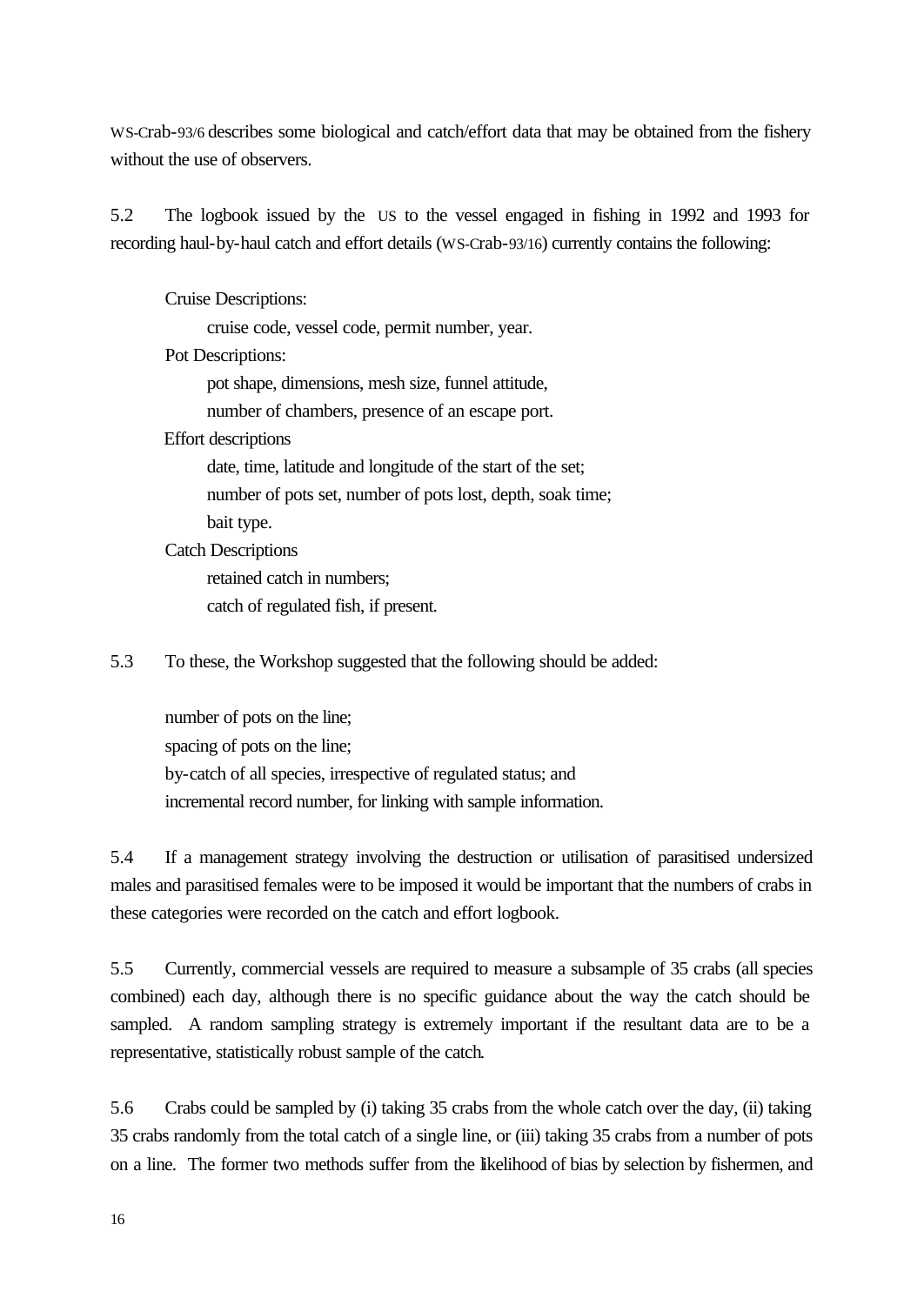WS-Crab-93/6 describes some biological and catch/effort data that may be obtained from the fishery without the use of observers.

5.2 The logbook issued by the US to the vessel engaged in fishing in 1992 and 1993 for recording haul-by-haul catch and effort details (WS-Crab-93/16) currently contains the following:

> Cruise Descriptions:
>
> > cruise code, vessel code, permit number, year.
>
> Pot Descriptions:
>
> > pot shape, dimensions, mesh size, funnel attitude,
> > number of chambers, presence of an escape port.
>
> Effort descriptions
>
> > date, time, latitude and longitude of the start of the set;
> > number of pots set, number of pots lost, depth, soak time;
> > bait type.
>
> Catch Descriptions
>
> > retained catch in numbers;
> > catch of regulated fish, if present.

5.3 To these, the Workshop suggested that the following should be added:

> number of pots on the line;
> spacing of pots on the line;
> by-catch of all species, irrespective of regulated status; and
> incremental record number, for linking with sample information.

5.4 If a management strategy involving the destruction or utilisation of parasitised undersized males and parasitised females were to be imposed it would be important that the numbers of crabs in these categories were recorded on the catch and effort logbook.

5.5 Currently, commercial vessels are required to measure a subsample of 35 crabs (all species combined) each day, although there is no specific guidance about the way the catch should be sampled. A random sampling strategy is extremely important if the resultant data are to be a representative, statistically robust sample of the catch.

5.6 Crabs could be sampled by (i) taking 35 crabs from the whole catch over the day, (ii) taking 35 crabs randomly from the total catch of a single line, or (iii) taking 35 crabs from a number of pots on a line. The former two methods suffer from the likelihood of bias by selection by fishermen, and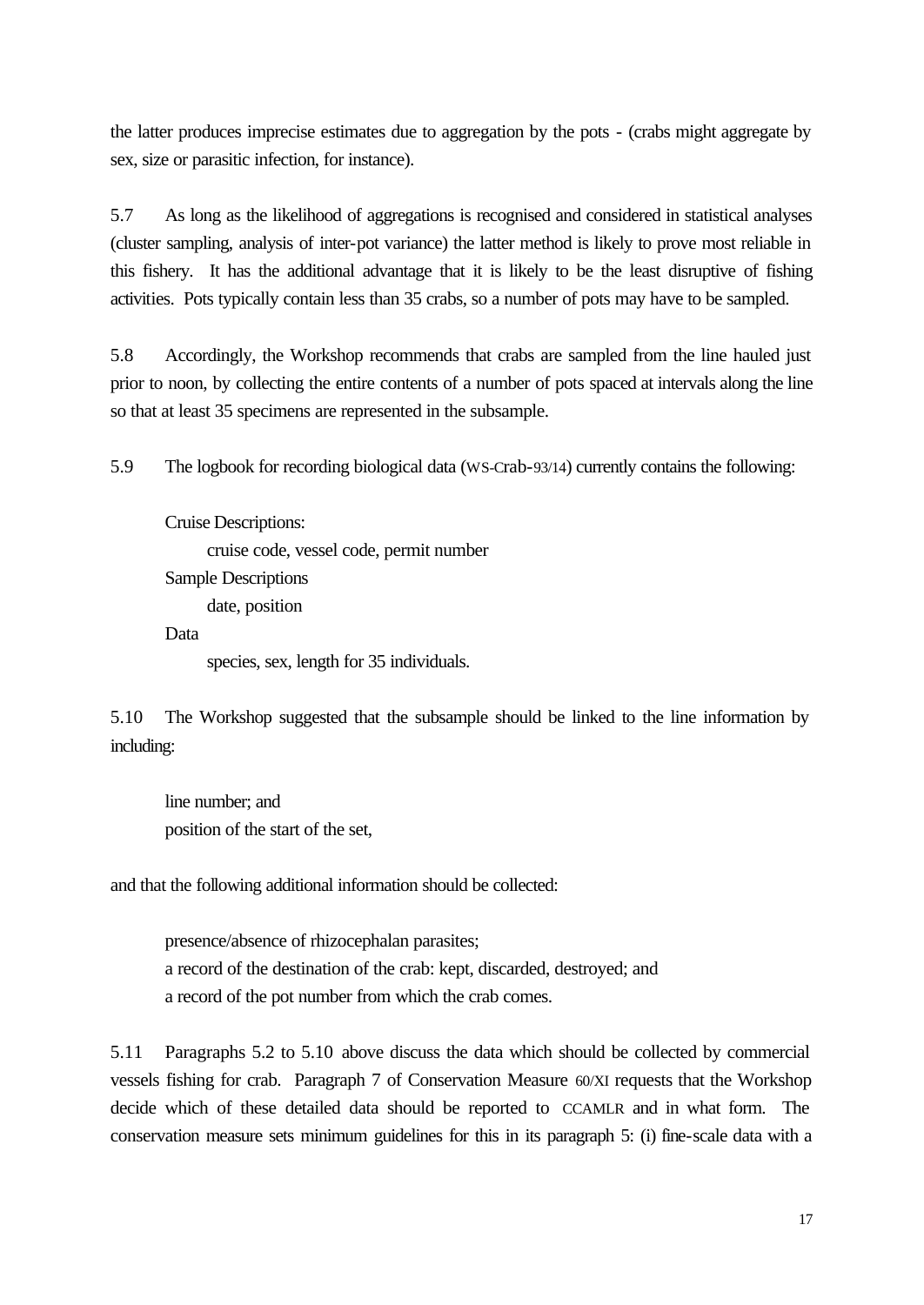the latter produces imprecise estimates due to aggregation by the pots - (crabs might aggregate by sex, size or parasitic infection, for instance).

5.7 As long as the likelihood of aggregations is recognised and considered in statistical analyses (cluster sampling, analysis of inter-pot variance) the latter method is likely to prove most reliable in this fishery. It has the additional advantage that it is likely to be the least disruptive of fishing activities. Pots typically contain less than 35 crabs, so a number of pots may have to be sampled.

5.8 Accordingly, the Workshop recommends that crabs are sampled from the line hauled just prior to noon, by collecting the entire contents of a number of pots spaced at intervals along the line so that at least 35 specimens are represented in the subsample.

5.9 The logbook for recording biological data (WS-Crab-93/14) currently contains the following:

Cruise Descriptions:
    cruise code, vessel code, permit number
Sample Descriptions
    date, position
Data
    species, sex, length for 35 individuals.

5.10 The Workshop suggested that the subsample should be linked to the line information by including:

line number; and
position of the start of the set,

and that the following additional information should be collected:

presence/absence of rhizocephalan parasites;
a record of the destination of the crab: kept, discarded, destroyed; and
a record of the pot number from which the crab comes.

5.11 Paragraphs 5.2 to 5.10 above discuss the data which should be collected by commercial vessels fishing for crab. Paragraph 7 of Conservation Measure 60/XI requests that the Workshop decide which of these detailed data should be reported to CCAMLR and in what form. The conservation measure sets minimum guidelines for this in its paragraph 5: (i) fine-scale data with a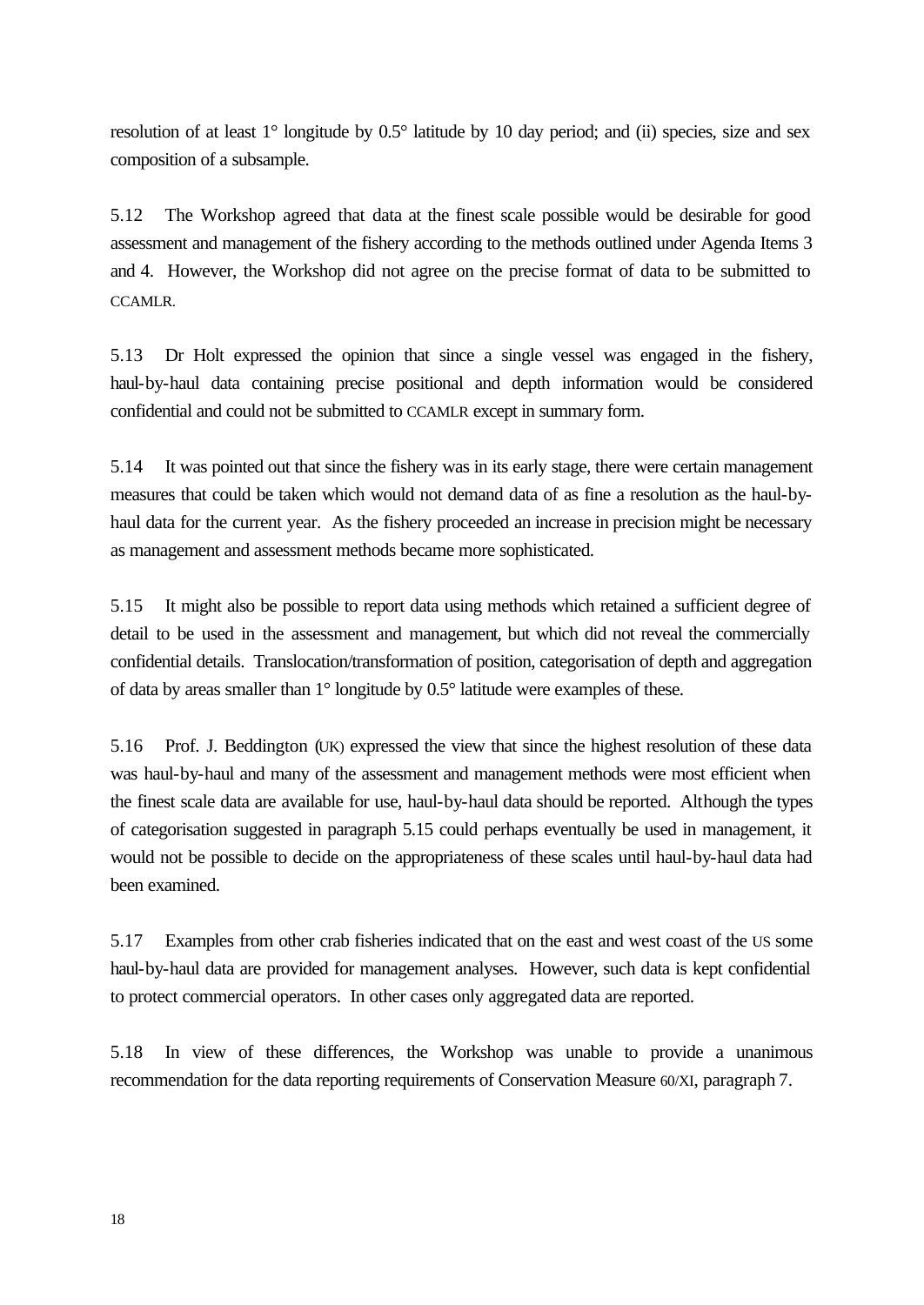resolution of at least 1° longitude by 0.5° latitude by 10 day period; and (ii) species, size and sex composition of a subsample.

5.12 The Workshop agreed that data at the finest scale possible would be desirable for good assessment and management of the fishery according to the methods outlined under Agenda Items 3 and 4. However, the Workshop did not agree on the precise format of data to be submitted to CCAMLR.

5.13 Dr Holt expressed the opinion that since a single vessel was engaged in the fishery, haul-by-haul data containing precise positional and depth information would be considered confidential and could not be submitted to CCAMLR except in summary form.

5.14 It was pointed out that since the fishery was in its early stage, there were certain management measures that could be taken which would not demand data of as fine a resolution as the haul-by-haul data for the current year. As the fishery proceeded an increase in precision might be necessary as management and assessment methods became more sophisticated.

5.15 It might also be possible to report data using methods which retained a sufficient degree of detail to be used in the assessment and management, but which did not reveal the commercially confidential details. Translocation/transformation of position, categorisation of depth and aggregation of data by areas smaller than 1° longitude by 0.5° latitude were examples of these.

5.16 Prof. J. Beddington (UK) expressed the view that since the highest resolution of these data was haul-by-haul and many of the assessment and management methods were most efficient when the finest scale data are available for use, haul-by-haul data should be reported. Although the types of categorisation suggested in paragraph 5.15 could perhaps eventually be used in management, it would not be possible to decide on the appropriateness of these scales until haul-by-haul data had been examined.

5.17 Examples from other crab fisheries indicated that on the east and west coast of the US some haul-by-haul data are provided for management analyses. However, such data is kept confidential to protect commercial operators. In other cases only aggregated data are reported.

5.18 In view of these differences, the Workshop was unable to provide a unanimous recommendation for the data reporting requirements of Conservation Measure 60/XI, paragraph 7.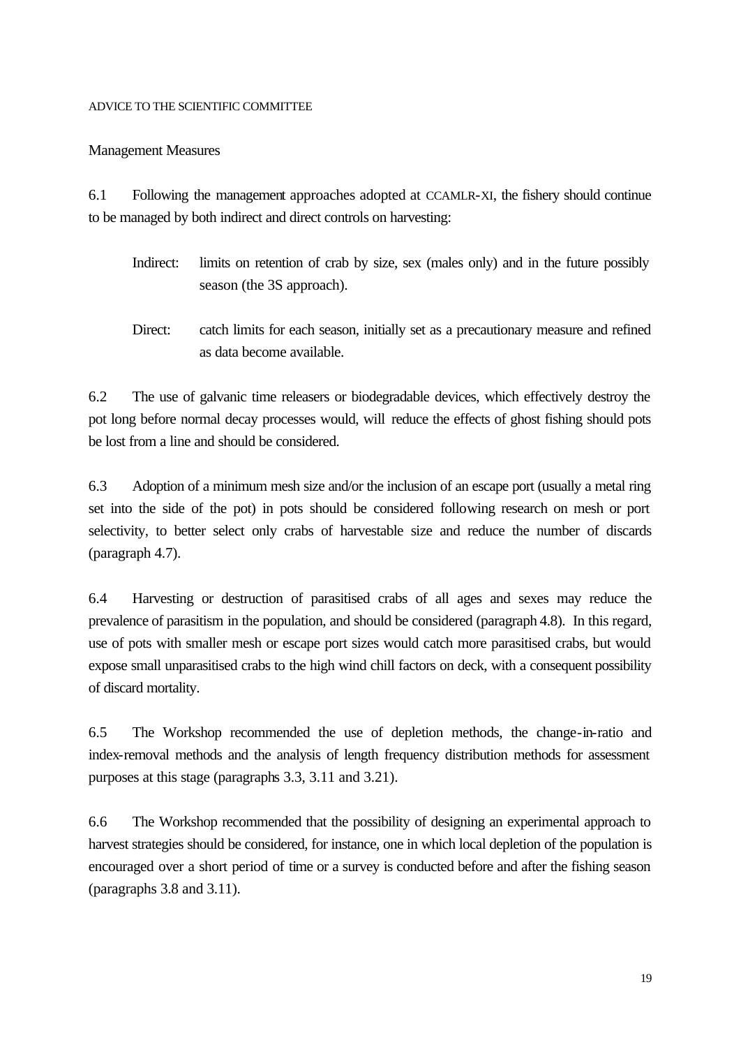## ADVICE TO THE SCIENTIFIC COMMITTEE

### Management Measures

6.1 Following the management approaches adopted at CCAMLR-XI, the fishery should continue to be managed by both indirect and direct controls on harvesting:

> Indirect: limits on retention of crab by size, sex (males only) and in the future possibly season (the 3S approach).
>
> Direct: catch limits for each season, initially set as a precautionary measure and refined as data become available.

6.2 The use of galvanic time releasers or biodegradable devices, which effectively destroy the pot long before normal decay processes would, will reduce the effects of ghost fishing should pots be lost from a line and should be considered.

6.3 Adoption of a minimum mesh size and/or the inclusion of an escape port (usually a metal ring set into the side of the pot) in pots should be considered following research on mesh or port selectivity, to better select only crabs of harvestable size and reduce the number of discards (paragraph 4.7).

6.4 Harvesting or destruction of parasitised crabs of all ages and sexes may reduce the prevalence of parasitism in the population, and should be considered (paragraph 4.8). In this regard, use of pots with smaller mesh or escape port sizes would catch more parasitised crabs, but would expose small unparasitised crabs to the high wind chill factors on deck, with a consequent possibility of discard mortality.

6.5 The Workshop recommended the use of depletion methods, the change-in-ratio and index-removal methods and the analysis of length frequency distribution methods for assessment purposes at this stage (paragraphs 3.3, 3.11 and 3.21).

6.6 The Workshop recommended that the possibility of designing an experimental approach to harvest strategies should be considered, for instance, one in which local depletion of the population is encouraged over a short period of time or a survey is conducted before and after the fishing season (paragraphs 3.8 and 3.11).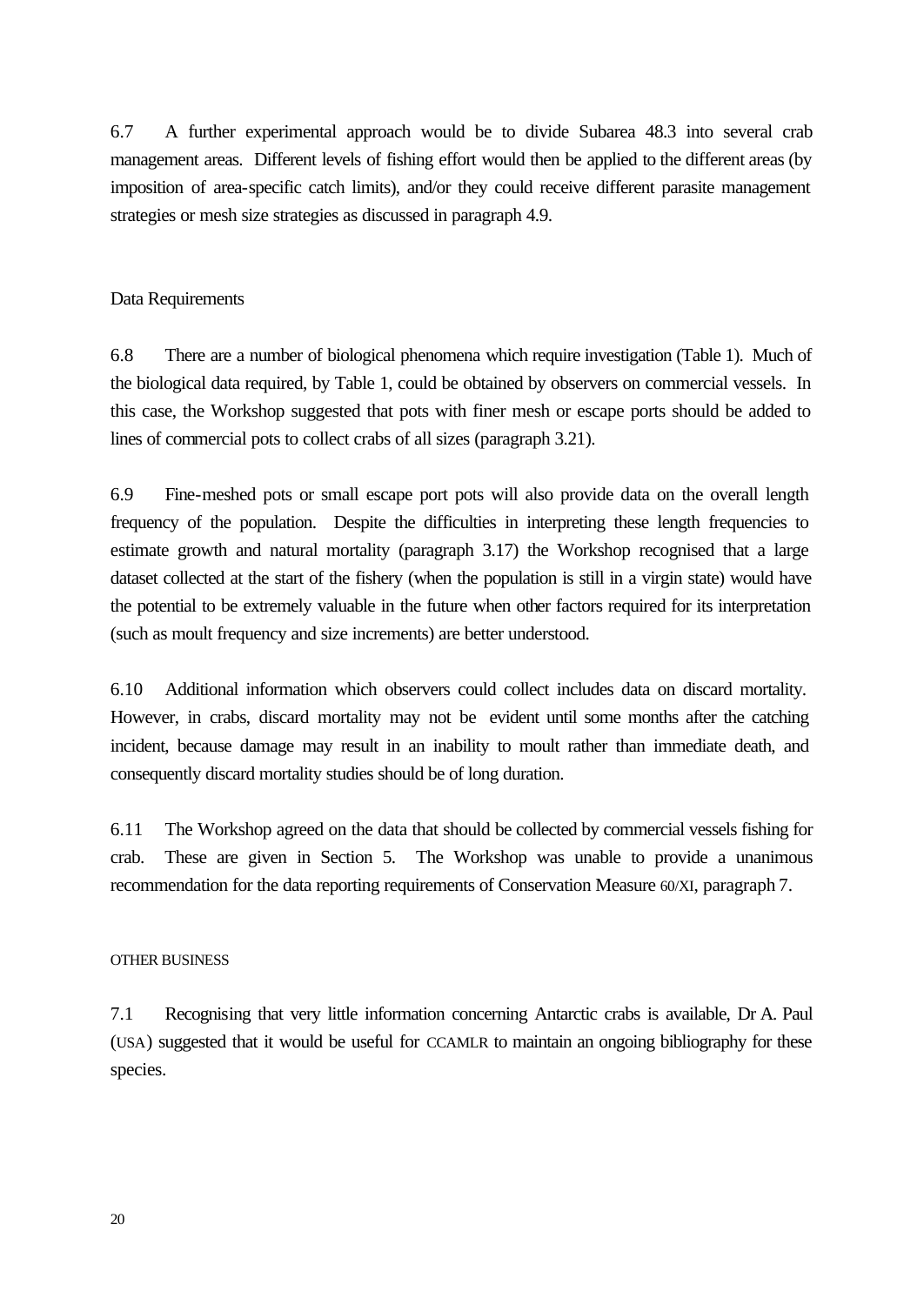6.7 A further experimental approach would be to divide Subarea 48.3 into several crab management areas. Different levels of fishing effort would then be applied to the different areas (by imposition of area-specific catch limits), and/or they could receive different parasite management strategies or mesh size strategies as discussed in paragraph 4.9.

### Data Requirements

6.8 There are a number of biological phenomena which require investigation (Table 1). Much of the biological data required, by Table 1, could be obtained by observers on commercial vessels. In this case, the Workshop suggested that pots with finer mesh or escape ports should be added to lines of commercial pots to collect crabs of all sizes (paragraph 3.21).

6.9 Fine-meshed pots or small escape port pots will also provide data on the overall length frequency of the population. Despite the difficulties in interpreting these length frequencies to estimate growth and natural mortality (paragraph 3.17) the Workshop recognised that a large dataset collected at the start of the fishery (when the population is still in a virgin state) would have the potential to be extremely valuable in the future when other factors required for its interpretation (such as moult frequency and size increments) are better understood.

6.10 Additional information which observers could collect includes data on discard mortality. However, in crabs, discard mortality may not be evident until some months after the catching incident, because damage may result in an inability to moult rather than immediate death, and consequently discard mortality studies should be of long duration.

6.11 The Workshop agreed on the data that should be collected by commercial vessels fishing for crab. These are given in Section 5. The Workshop was unable to provide a unanimous recommendation for the data reporting requirements of Conservation Measure 60/XI, paragraph 7.

## OTHER BUSINESS

7.1 Recognising that very little information concerning Antarctic crabs is available, Dr A. Paul (USA) suggested that it would be useful for CCAMLR to maintain an ongoing bibliography for these species.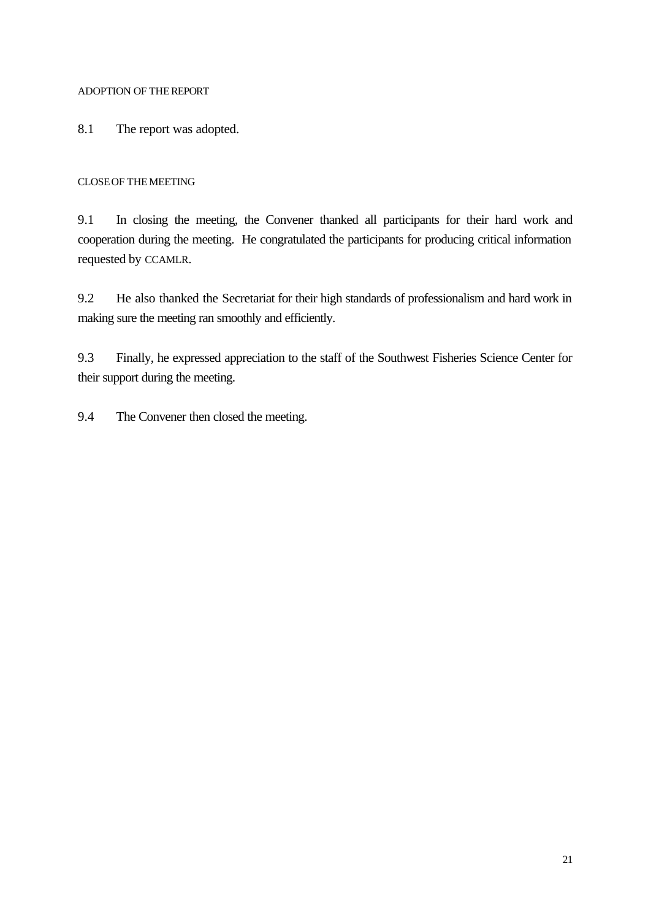## ADOPTION OF THE REPORT

8.1 The report was adopted.

## CLOSE OF THE MEETING

9.1 In closing the meeting, the Convener thanked all participants for their hard work and cooperation during the meeting. He congratulated the participants for producing critical information requested by CCAMLR.

9.2 He also thanked the Secretariat for their high standards of professionalism and hard work in making sure the meeting ran smoothly and efficiently.

9.3 Finally, he expressed appreciation to the staff of the Southwest Fisheries Science Center for their support during the meeting.

9.4 The Convener then closed the meeting.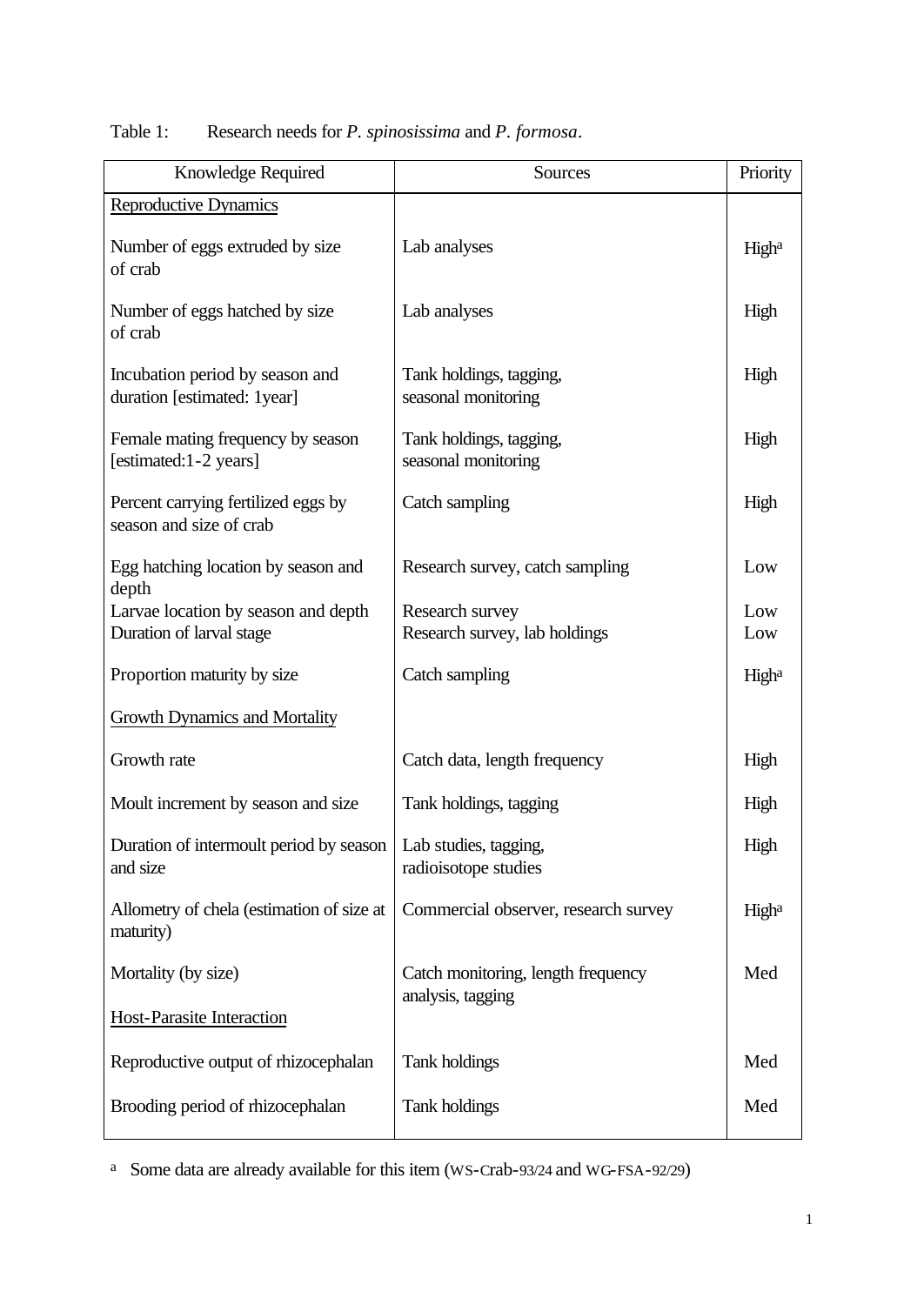Table 1: Research needs for *P. spinosissima* and *P. formosa*.

| Knowledge Required | Sources | Priority |
|---|---|---|
| Reproductive Dynamics | | |
| Number of eggs extruded by size of crab | Lab analyses | High[a] |
| Number of eggs hatched by size of crab | Lab analyses | High |
| Incubation period by season and duration [estimated: 1year] | Tank holdings, tagging, seasonal monitoring | High |
| Female mating frequency by season [estimated:1-2 years] | Tank holdings, tagging, seasonal monitoring | High |
| Percent carrying fertilized eggs by season and size of crab | Catch sampling | High |
| Egg hatching location by season and depth | Research survey, catch sampling | Low |
| Larvae location by season and depth | Research survey | Low |
| Duration of larval stage | Research survey, lab holdings | Low |
| Proportion maturity by size | Catch sampling | High[a] |
| Growth Dynamics and Mortality | | |
| Growth rate | Catch data, length frequency | High |
| Moult increment by season and size | Tank holdings, tagging | High |
| Duration of intermoult period by season and size | Lab studies, tagging, radioisotope studies | High |
| Allometry of chela (estimation of size at maturity) | Commercial observer, research survey | High[a] |
| Mortality (by size) | Catch monitoring, length frequency analysis, tagging | Med |
| Host-Parasite Interaction | | |
| Reproductive output of rhizocephalan | Tank holdings | Med |
| Brooding period of rhizocephalan | Tank holdings | Med |

[a] Some data are already available for this item (WS-Crab-93/24 and WG-FSA-92/29)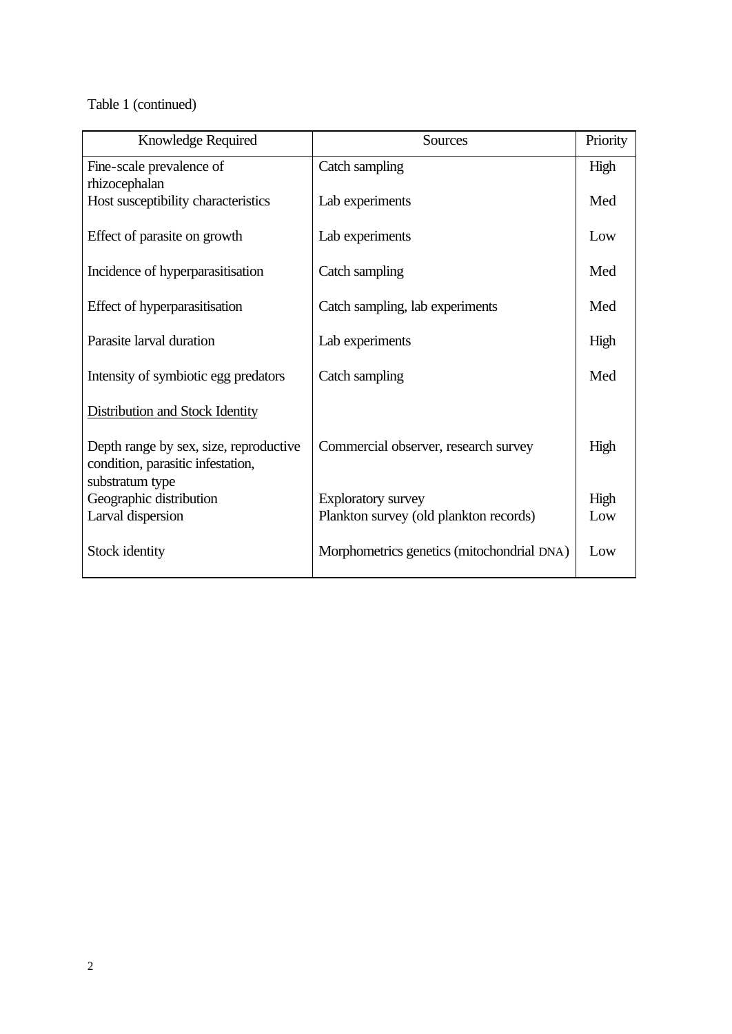Table 1 (continued)

| Knowledge Required | Sources | Priority |
|---|---|---|
| Fine-scale prevalence of rhizocephalan | Catch sampling | High |
| Host susceptibility characteristics | Lab experiments | Med |
| Effect of parasite on growth | Lab experiments | Low |
| Incidence of hyperparasitisation | Catch sampling | Med |
| Effect of hyperparasitisation | Catch sampling, lab experiments | Med |
| Parasite larval duration | Lab experiments | High |
| Intensity of symbiotic egg predators | Catch sampling | Med |
| <u>Distribution and Stock Identity</u> | | |
| Depth range by sex, size, reproductive condition, parasitic infestation, substratum type | Commercial observer, research survey | High |
| Geographic distribution | Exploratory survey | High |
| Larval dispersion | Plankton survey (old plankton records) | Low |
| Stock identity | Morphometrics genetics (mitochondrial DNA) | Low |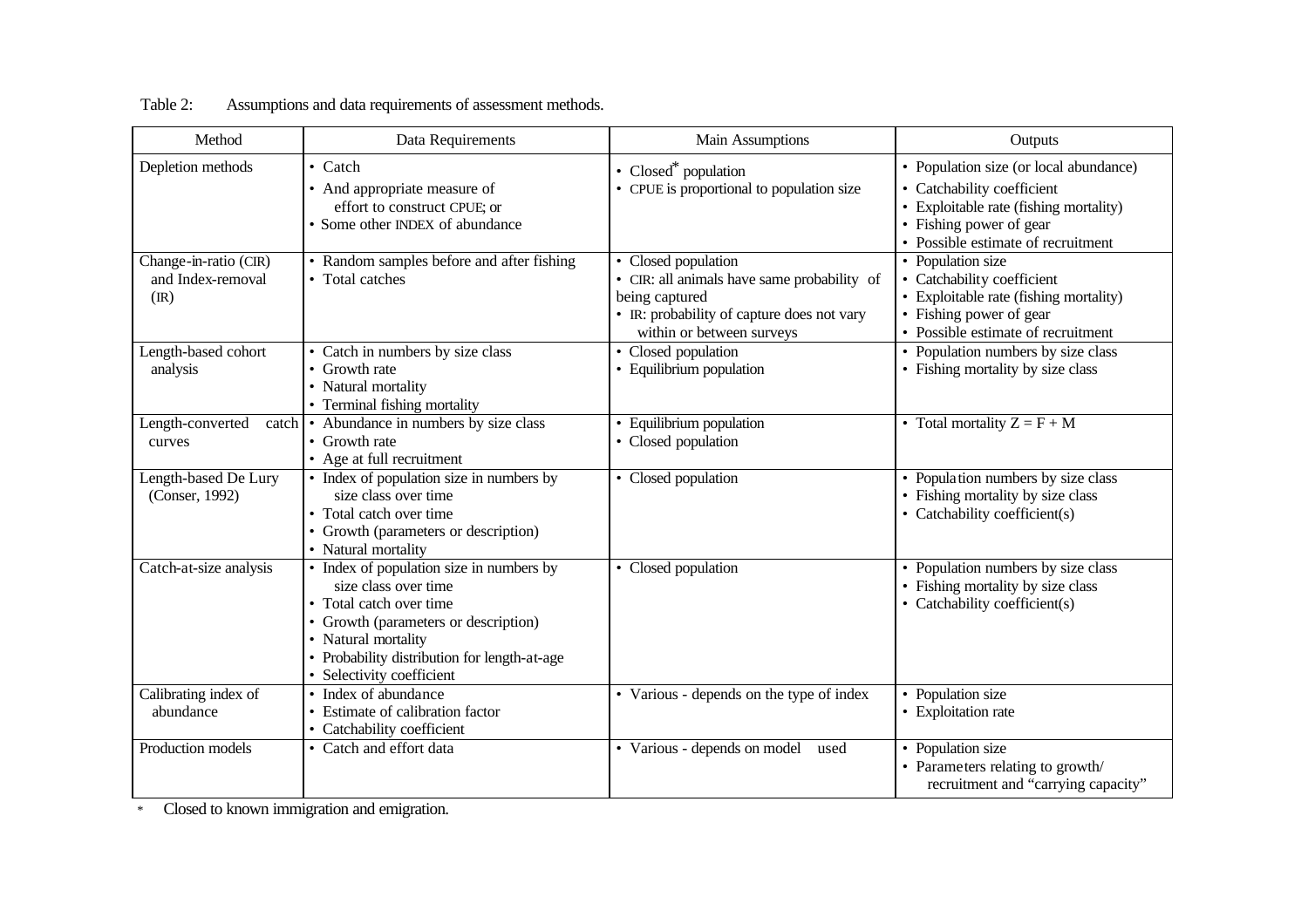Table 2: Assumptions and data requirements of assessment methods.

| Method | Data Requirements | Main Assumptions | Outputs |
|---|---|---|---|
| Depletion methods | • Catch<br>• And appropriate measure of effort to construct CPUE; or<br>• Some other INDEX of abundance | • Closed* population<br>• CPUE is proportional to population size | • Population size (or local abundance)<br>• Catchability coefficient<br>• Exploitable rate (fishing mortality)<br>• Fishing power of gear<br>• Possible estimate of recruitment |
| Change-in-ratio (CIR) and Index-removal (IR) | • Random samples before and after fishing<br>• Total catches | • Closed population<br>• CIR: all animals have same probability of being captured<br>• IR: probability of capture does not vary within or between surveys | • Population size<br>• Catchability coefficient<br>• Exploitable rate (fishing mortality)<br>• Fishing power of gear<br>• Possible estimate of recruitment |
| Length-based cohort analysis | • Catch in numbers by size class<br>• Growth rate<br>• Natural mortality<br>• Terminal fishing mortality | • Closed population<br>• Equilibrium population | • Population numbers by size class<br>• Fishing mortality by size class |
| Length-converted catch curves | • Abundance in numbers by size class<br>• Growth rate<br>• Age at full recruitment | • Equilibrium population<br>• Closed population | • Total mortality $Z = F + M$ |
| Length-based De Lury (Conser, 1992) | • Index of population size in numbers by size class over time<br>• Total catch over time<br>• Growth (parameters or description)<br>• Natural mortality | • Closed population | • Population numbers by size class<br>• Fishing mortality by size class<br>• Catchability coefficient(s) |
| Catch-at-size analysis | • Index of population size in numbers by size class over time<br>• Total catch over time<br>• Growth (parameters or description)<br>• Natural mortality<br>• Probability distribution for length-at-age<br>• Selectivity coefficient | • Closed population | • Population numbers by size class<br>• Fishing mortality by size class<br>• Catchability coefficient(s) |
| Calibrating index of abundance | • Index of abundance<br>• Estimate of calibration factor<br>• Catchability coefficient | • Various - depends on the type of index | • Population size<br>• Exploitation rate |
| Production models | • Catch and effort data | • Various - depends on model used | • Population size<br>• Parameters relating to growth/ recruitment and "carrying capacity" |

\* Closed to known immigration and emigration.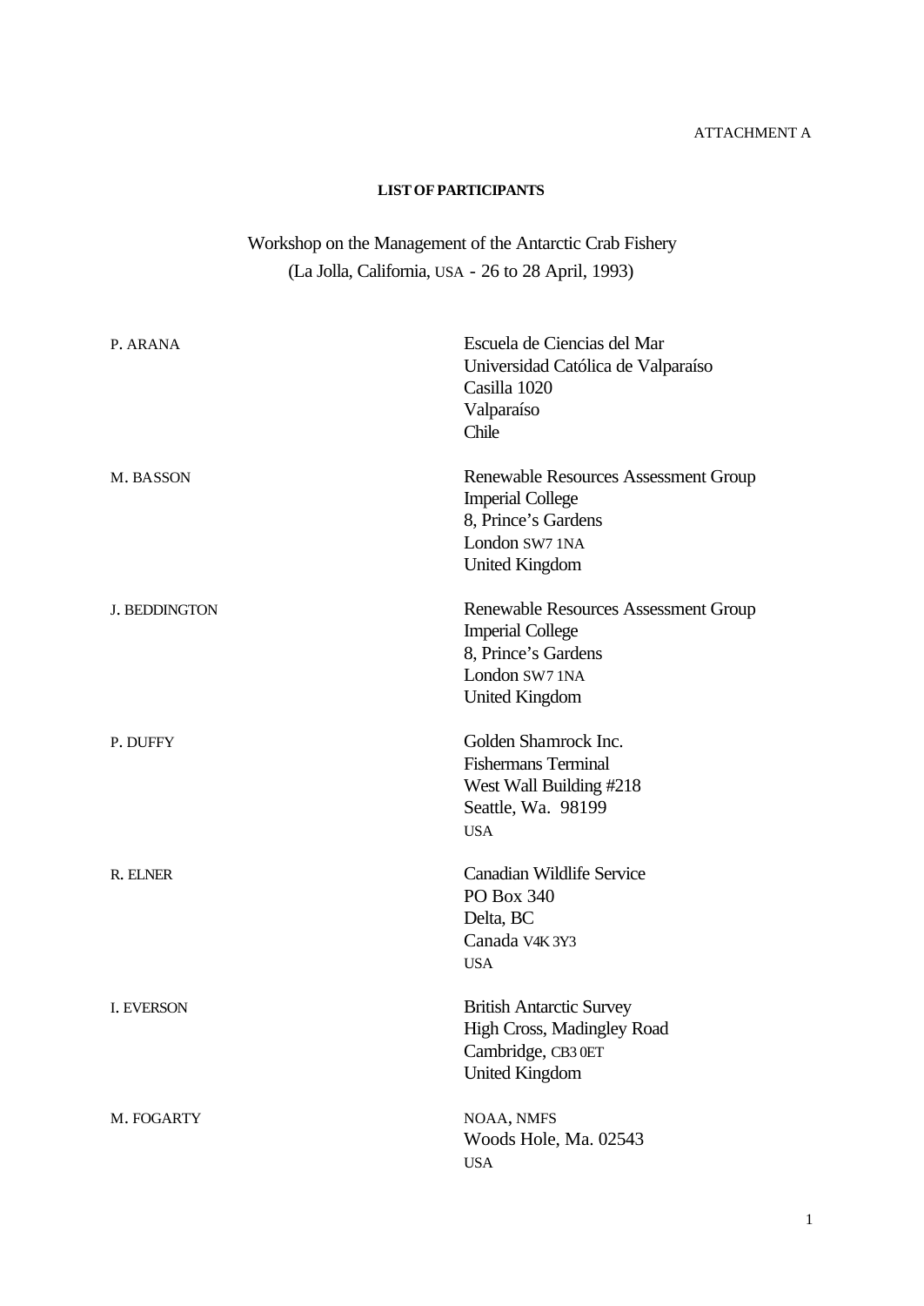ATTACHMENT A

**LIST OF PARTICIPANTS**

Workshop on the Management of the Antarctic Crab Fishery
(La Jolla, California, USA - 26 to 28 April, 1993)

| | |
|---|---|
| P. ARANA | Escuela de Ciencias del Mar<br>Universidad Católica de Valparaíso<br>Casilla 1020<br>Valparaíso<br>Chile |
| M. BASSON | Renewable Resources Assessment Group<br>Imperial College<br>8, Prince's Gardens<br>London SW7 1NA<br>United Kingdom |
| J. BEDDINGTON | Renewable Resources Assessment Group<br>Imperial College<br>8, Prince's Gardens<br>London SW7 1NA<br>United Kingdom |
| P. DUFFY | Golden Shamrock Inc.<br>Fishermans Terminal<br>West Wall Building #218<br>Seattle, Wa. 98199<br>USA |
| R. ELNER | Canadian Wildlife Service<br>PO Box 340<br>Delta, BC<br>Canada V4K 3Y3<br>USA |
| I. EVERSON | British Antarctic Survey<br>High Cross, Madingley Road<br>Cambridge, CB3 0ET<br>United Kingdom |
| M. FOGARTY | NOAA, NMFS<br>Woods Hole, Ma. 02543<br>USA |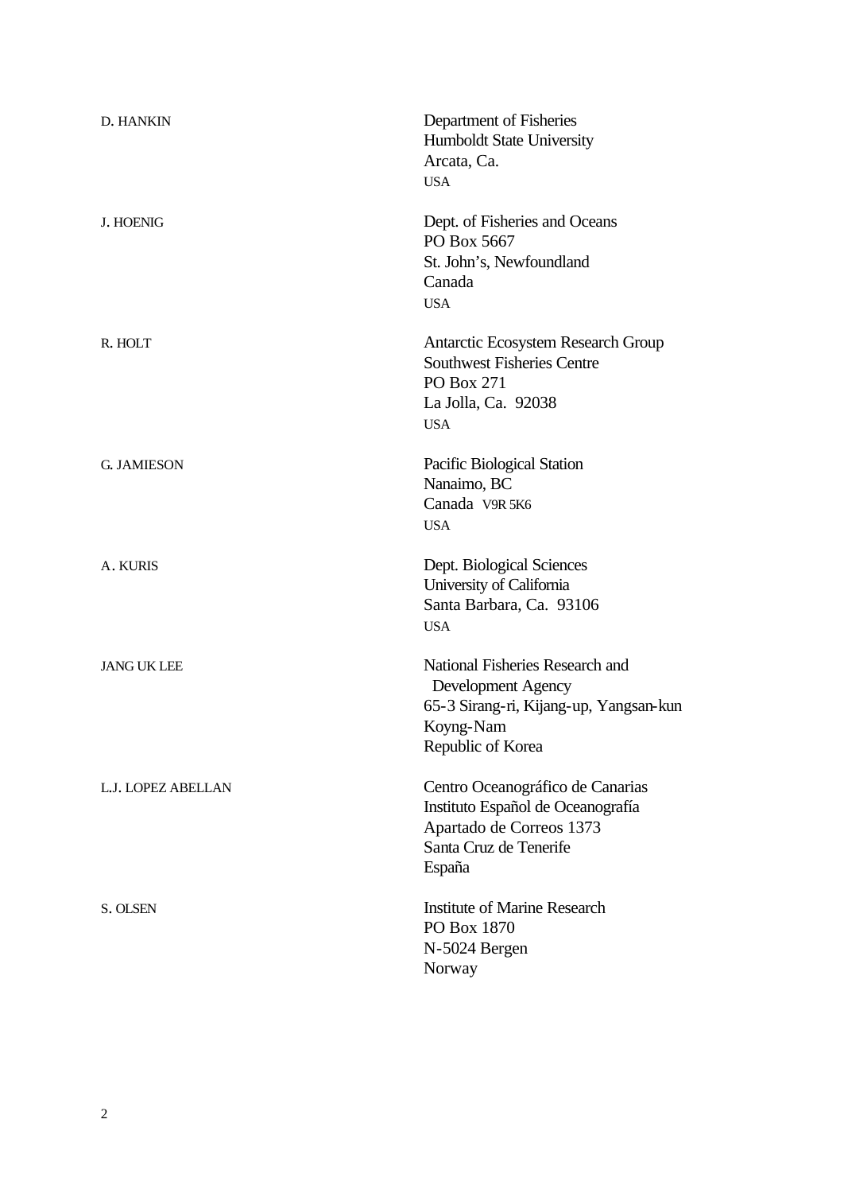D. HANKIN
Department of Fisheries
Humboldt State University
Arcata, Ca.
USA

J. HOENIG
Dept. of Fisheries and Oceans
PO Box 5667
St. John's, Newfoundland
Canada
USA

R. HOLT
Antarctic Ecosystem Research Group
Southwest Fisheries Centre
PO Box 271
La Jolla, Ca. 92038
USA

G. JAMIESON
Pacific Biological Station
Nanaimo, BC
Canada V9R 5K6
USA

A. KURIS
Dept. Biological Sciences
University of California
Santa Barbara, Ca. 93106
USA

JANG UK LEE
National Fisheries Research and
Development Agency
65-3 Sirang-ri, Kijang-up, Yangsan-kun
Koyng-Nam
Republic of Korea

L.J. LOPEZ ABELLAN
Centro Oceanográfico de Canarias
Instituto Español de Oceanografía
Apartado de Correos 1373
Santa Cruz de Tenerife
España

S. OLSEN
Institute of Marine Research
PO Box 1870
N-5024 Bergen
Norway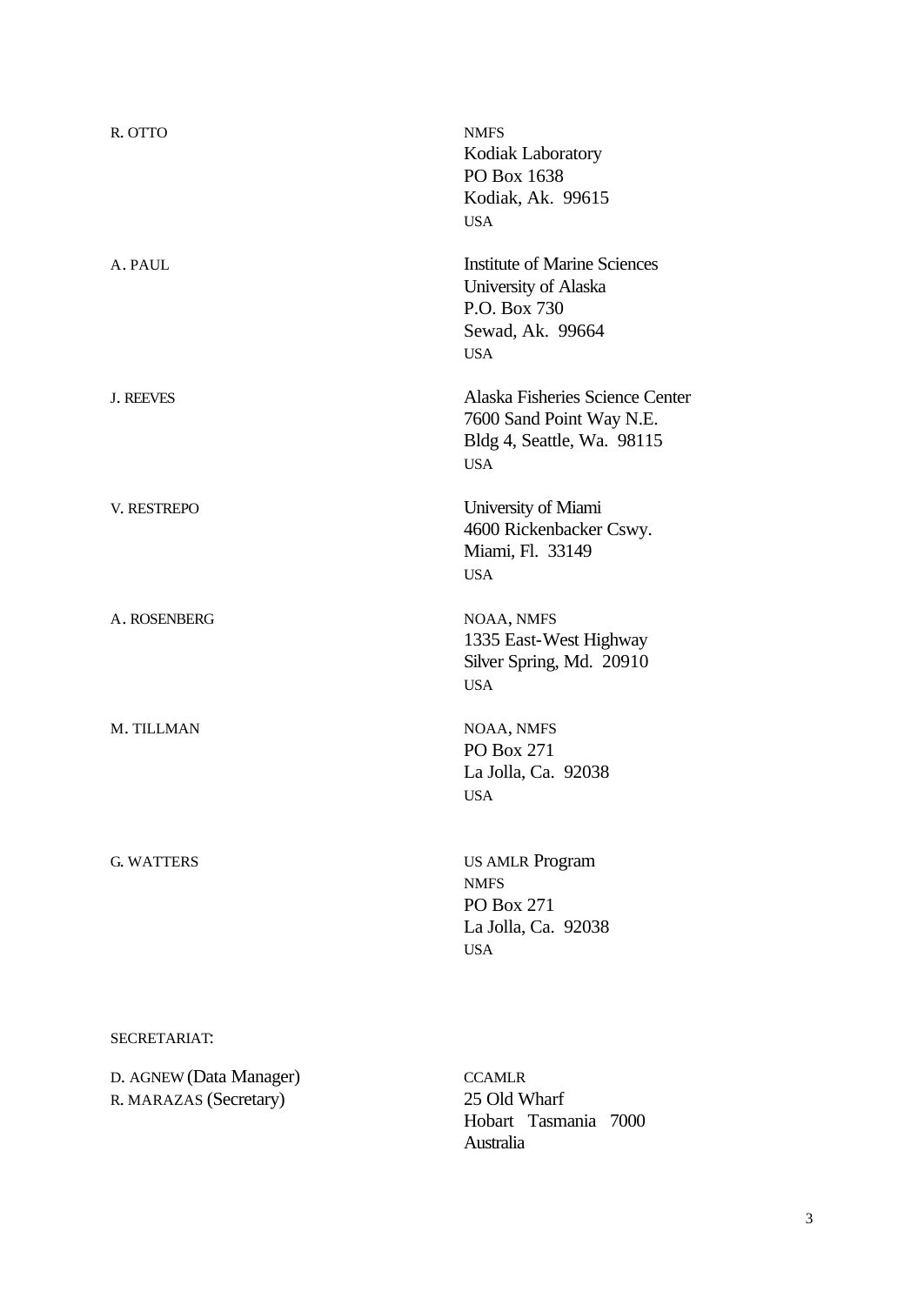| | |
|---|---|
| R. OTTO | NMFS<br>Kodiak Laboratory<br>PO Box 1638<br>Kodiak, Ak. 99615<br>USA |
| A. PAUL | Institute of Marine Sciences<br>University of Alaska<br>P.O. Box 730<br>Sewad, Ak. 99664<br>USA |
| J. REEVES | Alaska Fisheries Science Center<br>7600 Sand Point Way N.E.<br>Bldg 4, Seattle, Wa. 98115<br>USA |
| V. RESTREPO | University of Miami<br>4600 Rickenbacker Cswy.<br>Miami, Fl. 33149<br>USA |
| A. ROSENBERG | NOAA, NMFS<br>1335 East-West Highway<br>Silver Spring, Md. 20910<br>USA |
| M. TILLMAN | NOAA, NMFS<br>PO Box 271<br>La Jolla, Ca. 92038<br>USA |
| G. WATTERS | US AMLR Program<br>NMFS<br>PO Box 271<br>La Jolla, Ca. 92038<br>USA |

SECRETARIAT:

| | |
|---|---|
| D. AGNEW (Data Manager)<br>R. MARAZAS (Secretary) | CCAMLR<br>25 Old Wharf<br>Hobart Tasmania 7000<br>Australia |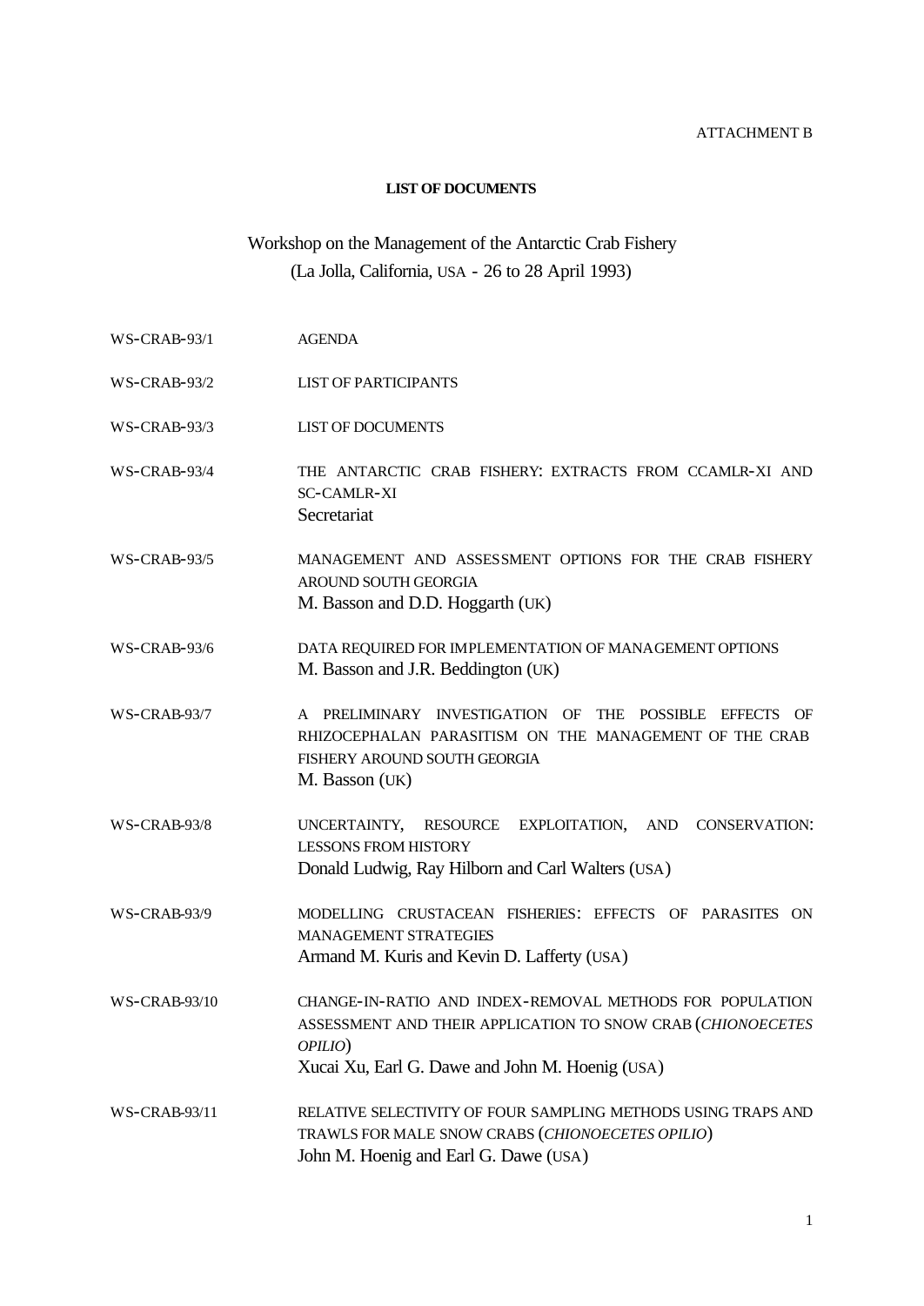ATTACHMENT B

**LIST OF DOCUMENTS**

## Workshop on the Management of the Antarctic Crab Fishery
## (La Jolla, California, USA - 26 to 28 April 1993)

| | |
|---|---|
| WS-CRAB-93/1 | AGENDA |
| WS-CRAB-93/2 | LIST OF PARTICIPANTS |
| WS-CRAB-93/3 | LIST OF DOCUMENTS |
| WS-CRAB-93/4 | THE ANTARCTIC CRAB FISHERY: EXTRACTS FROM CCAMLR-XI AND SC-CAMLR-XI<br>Secretariat |
| WS-CRAB-93/5 | MANAGEMENT AND ASSESSMENT OPTIONS FOR THE CRAB FISHERY AROUND SOUTH GEORGIA<br>M. Basson and D.D. Hoggarth (UK) |
| WS-CRAB-93/6 | DATA REQUIRED FOR IMPLEMENTATION OF MANAGEMENT OPTIONS<br>M. Basson and J.R. Beddington (UK) |
| WS-CRAB-93/7 | A PRELIMINARY INVESTIGATION OF THE POSSIBLE EFFECTS OF RHIZOCEPHALAN PARASITISM ON THE MANAGEMENT OF THE CRAB FISHERY AROUND SOUTH GEORGIA<br>M. Basson (UK) |
| WS-CRAB-93/8 | UNCERTAINTY, RESOURCE EXPLOITATION, AND CONSERVATION: LESSONS FROM HISTORY<br>Donald Ludwig, Ray Hilborn and Carl Walters (USA) |
| WS-CRAB-93/9 | MODELLING CRUSTACEAN FISHERIES: EFFECTS OF PARASITES ON MANAGEMENT STRATEGIES<br>Armand M. Kuris and Kevin D. Lafferty (USA) |
| WS-CRAB-93/10 | CHANGE-IN-RATIO AND INDEX-REMOVAL METHODS FOR POPULATION ASSESSMENT AND THEIR APPLICATION TO SNOW CRAB (*CHIONOECETES OPILIO*)<br>Xucai Xu, Earl G. Dawe and John M. Hoenig (USA) |
| WS-CRAB-93/11 | RELATIVE SELECTIVITY OF FOUR SAMPLING METHODS USING TRAPS AND TRAWLS FOR MALE SNOW CRABS (*CHIONOECETES OPILIO*)<br>John M. Hoenig and Earl G. Dawe (USA) |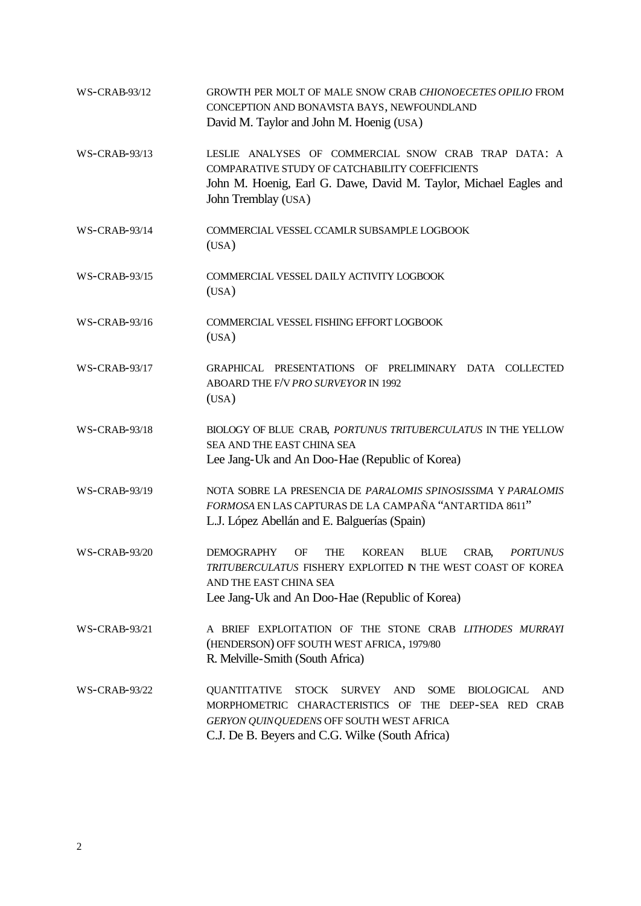WS-CRAB-93/12 GROWTH PER MOLT OF MALE SNOW CRAB *CHIONOECETES OPILIO* FROM CONCEPTION AND BONAVISTA BAYS, NEWFOUNDLAND
David M. Taylor and John M. Hoenig (USA)

WS-CRAB-93/13 LESLIE ANALYSES OF COMMERCIAL SNOW CRAB TRAP DATA: A COMPARATIVE STUDY OF CATCHABILITY COEFFICIENTS
John M. Hoenig, Earl G. Dawe, David M. Taylor, Michael Eagles and John Tremblay (USA)

WS-CRAB-93/14 COMMERCIAL VESSEL CCAMLR SUBSAMPLE LOGBOOK
(USA)

WS-CRAB-93/15 COMMERCIAL VESSEL DAILY ACTIVITY LOGBOOK
(USA)

WS-CRAB-93/16 COMMERCIAL VESSEL FISHING EFFORT LOGBOOK
(USA)

WS-CRAB-93/17 GRAPHICAL PRESENTATIONS OF PRELIMINARY DATA COLLECTED ABOARD THE F/V *PRO SURVEYOR* IN 1992
(USA)

WS-CRAB-93/18 BIOLOGY OF BLUE CRAB, *PORTUNUS TRITUBERCULATUS* IN THE YELLOW SEA AND THE EAST CHINA SEA
Lee Jang-Uk and An Doo-Hae (Republic of Korea)

WS-CRAB-93/19 NOTA SOBRE LA PRESENCIA DE *PARALOMIS SPINOSISSIMA* Y *PARALOMIS FORMOSA* EN LAS CAPTURAS DE LA CAMPAÑA "ANTARTIDA 8611"
L.J. López Abellán and E. Balguerías (Spain)

WS-CRAB-93/20 DEMOGRAPHY OF THE KOREAN BLUE CRAB, *PORTUNUS TRITUBERCULATUS* FISHERY EXPLOITED IN THE WEST COAST OF KOREA AND THE EAST CHINA SEA
Lee Jang-Uk and An Doo-Hae (Republic of Korea)

WS-CRAB-93/21 A BRIEF EXPLOITATION OF THE STONE CRAB *LITHODES MURRAYI* (HENDERSON) OFF SOUTH WEST AFRICA, 1979/80
R. Melville-Smith (South Africa)

WS-CRAB-93/22 QUANTITATIVE STOCK SURVEY AND SOME BIOLOGICAL AND MORPHOMETRIC CHARACTERISTICS OF THE DEEP-SEA RED CRAB *GERYON QUINQUEDENS* OFF SOUTH WEST AFRICA
C.J. De B. Beyers and C.G. Wilke (South Africa)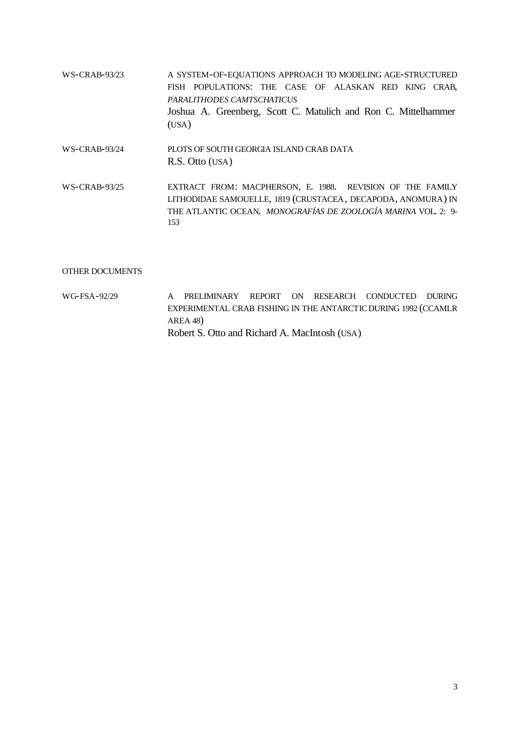| | |
|---|---|
| WS-CRAB-93/23 | A SYSTEM-OF-EQUATIONS APPROACH TO MODELING AGE-STRUCTURED FISH POPULATIONS: THE CASE OF ALASKAN RED KING CRAB, *PARALITHODES CAMTSCHATICUS*<br>Joshua A. Greenberg, Scott C. Matulich and Ron C. Mittelhammer (USA) |
| WS-CRAB-93/24 | PLOTS OF SOUTH GEORGIA ISLAND CRAB DATA<br>R.S. Otto (USA) |
| WS-CRAB-93/25 | EXTRACT FROM: MACPHERSON, E. 1988. REVISION OF THE FAMILY LITHODIDAE SAMOUELLE, 1819 (CRUSTACEA, DECAPODA, ANOMURA) IN THE ATLANTIC OCEAN. *MONOGRAFÍAS DE ZOOLOGÍA MARINA* VOL. 2: 9-153 |

OTHER DOCUMENTS

| | |
|---|---|
| WG-FSA-92/29 | A PRELIMINARY REPORT ON RESEARCH CONDUCTED DURING EXPERIMENTAL CRAB FISHING IN THE ANTARCTIC DURING 1992 (CCAMLR AREA 48)<br>Robert S. Otto and Richard A. MacIntosh (USA) |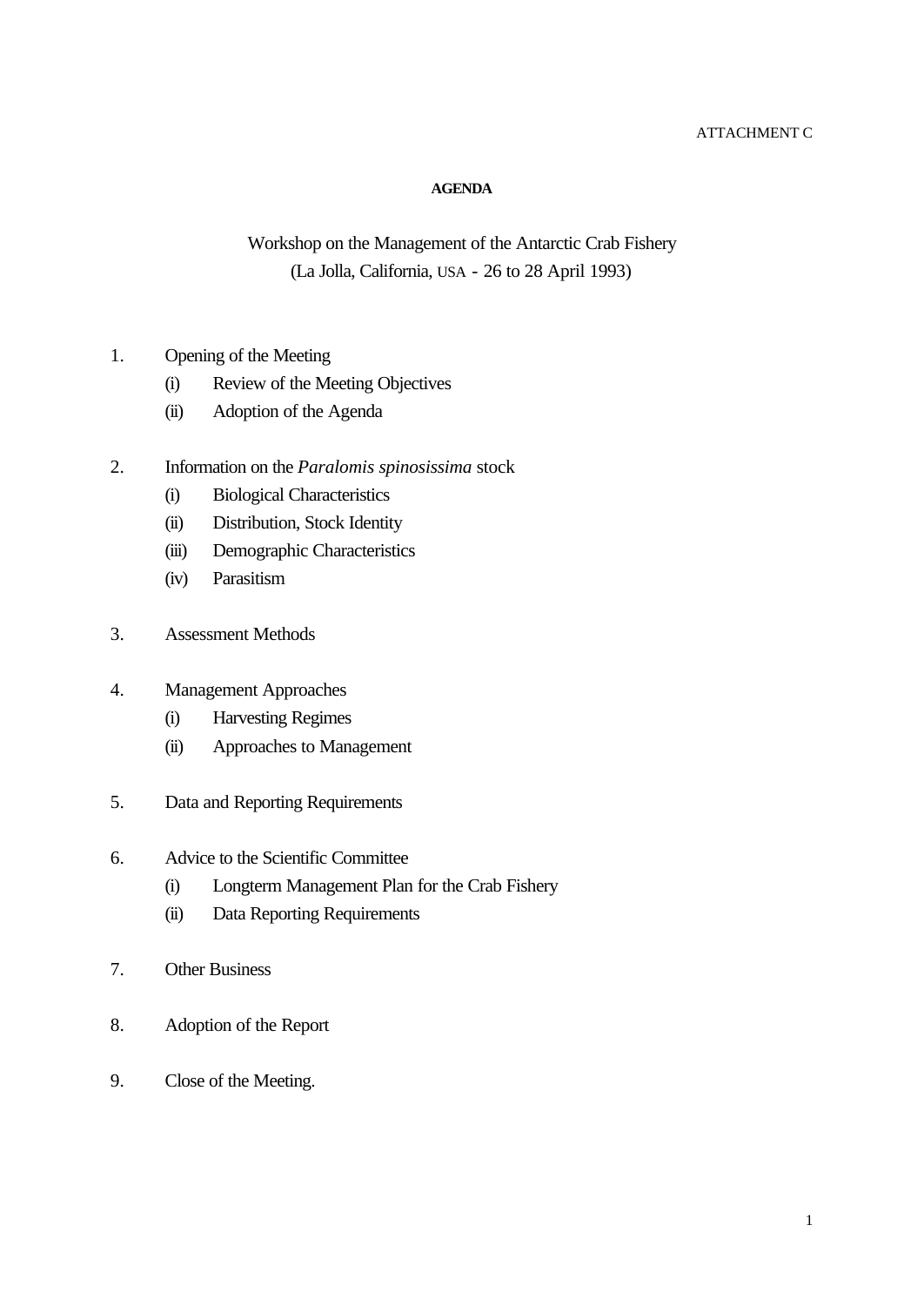ATTACHMENT C

**AGENDA**

Workshop on the Management of the Antarctic Crab Fishery
(La Jolla, California, USA - 26 to 28 April 1993)

1. Opening of the Meeting
   - (i) Review of the Meeting Objectives
   - (ii) Adoption of the Agenda

2. Information on the *Paralomis spinosissima* stock
   - (i) Biological Characteristics
   - (ii) Distribution, Stock Identity
   - (iii) Demographic Characteristics
   - (iv) Parasitism

3. Assessment Methods

4. Management Approaches
   - (i) Harvesting Regimes
   - (ii) Approaches to Management

5. Data and Reporting Requirements

6. Advice to the Scientific Committee
   - (i) Longterm Management Plan for the Crab Fishery
   - (ii) Data Reporting Requirements

7. Other Business

8. Adoption of the Report

9. Close of the Meeting.